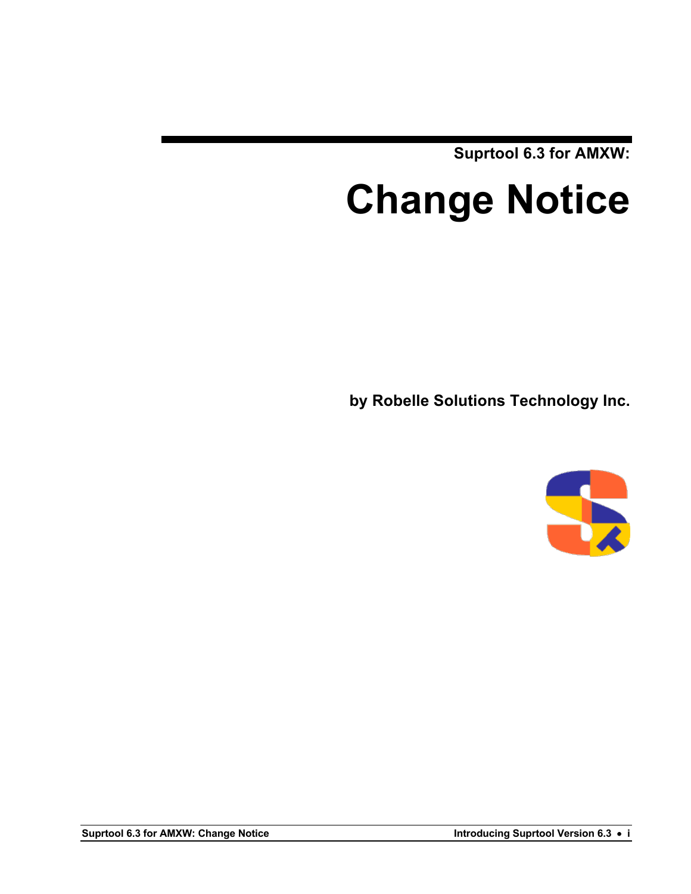**Suprtool 6.3 for AMXW:**

# Change Notice

**by Robelle Solutions Technology Inc.**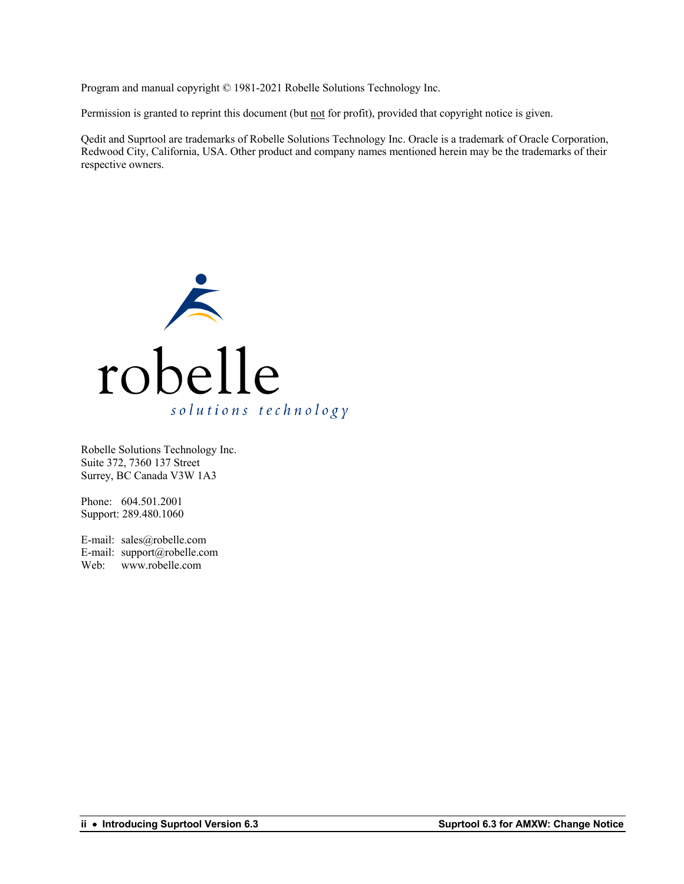Program and manual copyright © 1981-2021 Robelle Solutions Technology Inc.

Permission is granted to reprint this document (but not for profit), provided that copyright notice is given.

Qedit and Suprtool are trademarks of Robelle Solutions Technology Inc. Oracle is a trademark of Oracle Corporation, Redwood City, California, USA. Other product and company names mentioned herein may be the trademarks of their respective owners.

Robelle Solutions Technology Inc.
Suite 372, 7360 137 Street
Surrey, BC Canada V3W 1A3

Phone: 604.501.2001
Support: 289.480.1060

E-mail: sales@robelle.com
E-mail: support@robelle.com
Web: www.robelle.com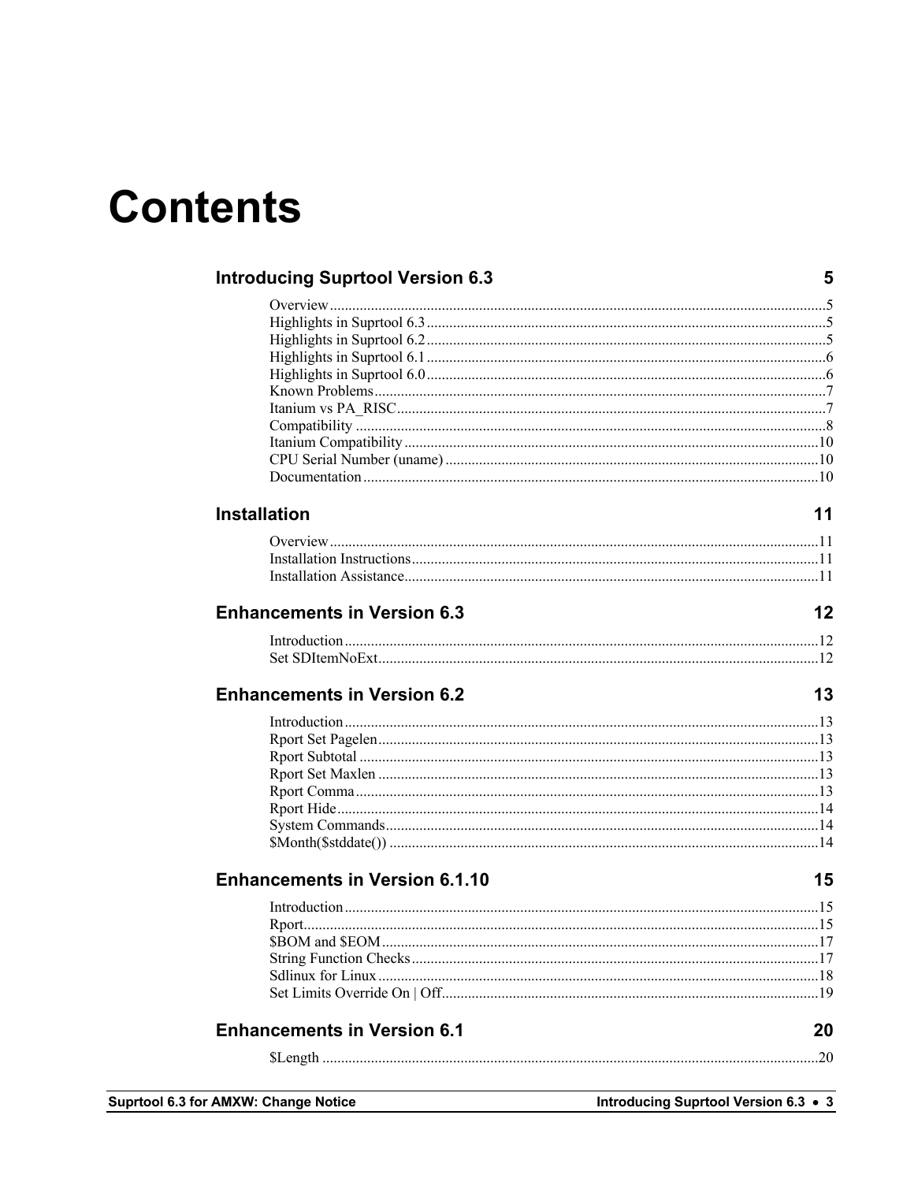# Contents

## Introducing Suprtool Version 6.3 — 5

- Overview ... 5
- Highlights in Suprtool 6.3 ... 5
- Highlights in Suprtool 6.2 ... 5
- Highlights in Suprtool 6.1 ... 6
- Highlights in Suprtool 6.0 ... 6
- Known Problems ... 7
- Itanium vs PA_RISC ... 7
- Compatibility ... 8
- Itanium Compatibility ... 10
- CPU Serial Number (uname) ... 10
- Documentation ... 10

## Installation — 11

- Overview ... 11
- Installation Instructions ... 11
- Installation Assistance ... 11

## Enhancements in Version 6.3 — 12

- Introduction ... 12
- Set SDItemNoExt ... 12

## Enhancements in Version 6.2 — 13

- Introduction ... 13
- Rport Set Pagelen ... 13
- Rport Subtotal ... 13
- Rport Set Maxlen ... 13
- Rport Comma ... 13
- Rport Hide ... 14
- System Commands ... 14
- $Month($stddate()) ... 14

## Enhancements in Version 6.1.10 — 15

- Introduction ... 15
- Rport ... 15
- $BOM and $EOM ... 17
- String Function Checks ... 17
- Sdlinux for Linux ... 18
- Set Limits Override On | Off ... 19

## Enhancements in Version 6.1 — 20

- $Length ... 20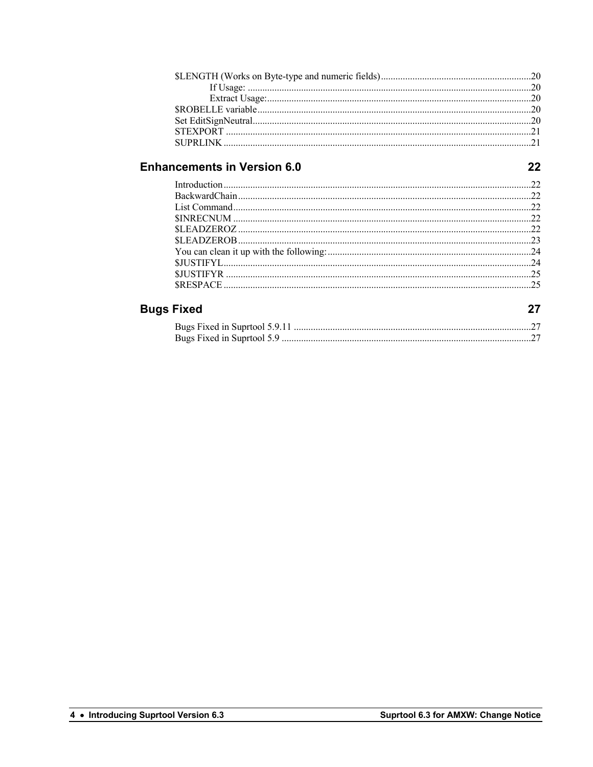$LENGTH (Works on Byte-type and numeric fields) .............................................................20
If Usage: ....................................................................................................20
Extract Usage: ............................................................................................20
$ROBELLE variable ................................................................................................20
Set EditSignNeutral ..................................................................................................20
STEXPORT .............................................................................................................21
SUPRLINK ..............................................................................................................21

## Enhancements in Version 6.0 — 22

Introduction ..............................................................................................................22
BackwardChain ........................................................................................................22
List Command ..........................................................................................................22
$INRECNUM ...........................................................................................................22
$LEADZEROZ .........................................................................................................22
$LEADZEROB .........................................................................................................23
You can clean it up with the following: ...................................................................24
$JUSTIFYL ..............................................................................................................24
$JUSTIFYR .............................................................................................................25
$RESPACE ..............................................................................................................25

## Bugs Fixed — 27

Bugs Fixed in Suprtool 5.9.11 .................................................................................27
Bugs Fixed in Suprtool 5.9 ......................................................................................27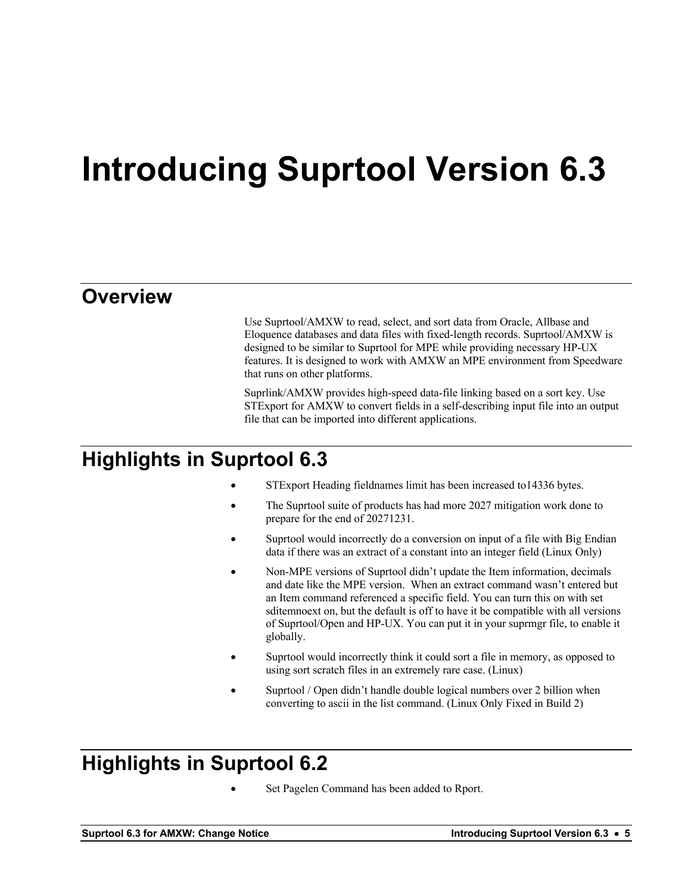# Introducing Suprtool Version 6.3

## Overview

Use Suprtool/AMXW to read, select, and sort data from Oracle, Allbase and Eloquence databases and data files with fixed-length records. Suprtool/AMXW is designed to be similar to Suprtool for MPE while providing necessary HP-UX features. It is designed to work with AMXW an MPE environment from Speedware that runs on other platforms.

Suprlink/AMXW provides high-speed data-file linking based on a sort key. Use STExport for AMXW to convert fields in a self-describing input file into an output file that can be imported into different applications.

## Highlights in Suprtool 6.3

- STExport Heading fieldnames limit has been increased to14336 bytes.
- The Suprtool suite of products has had more 2027 mitigation work done to prepare for the end of 20271231.
- Suprtool would incorrectly do a conversion on input of a file with Big Endian data if there was an extract of a constant into an integer field (Linux Only)
- Non-MPE versions of Suprtool didn't update the Item information, decimals and date like the MPE version. When an extract command wasn't entered but an Item command referenced a specific field. You can turn this on with set sditemnoext on, but the default is off to have it be compatible with all versions of Suprtool/Open and HP-UX. You can put it in your suprmgr file, to enable it globally.
- Suprtool would incorrectly think it could sort a file in memory, as opposed to using sort scratch files in an extremely rare case. (Linux)
- Suprtool / Open didn't handle double logical numbers over 2 billion when converting to ascii in the list command. (Linux Only Fixed in Build 2)

## Highlights in Suprtool 6.2

- Set Pagelen Command has been added to Rport.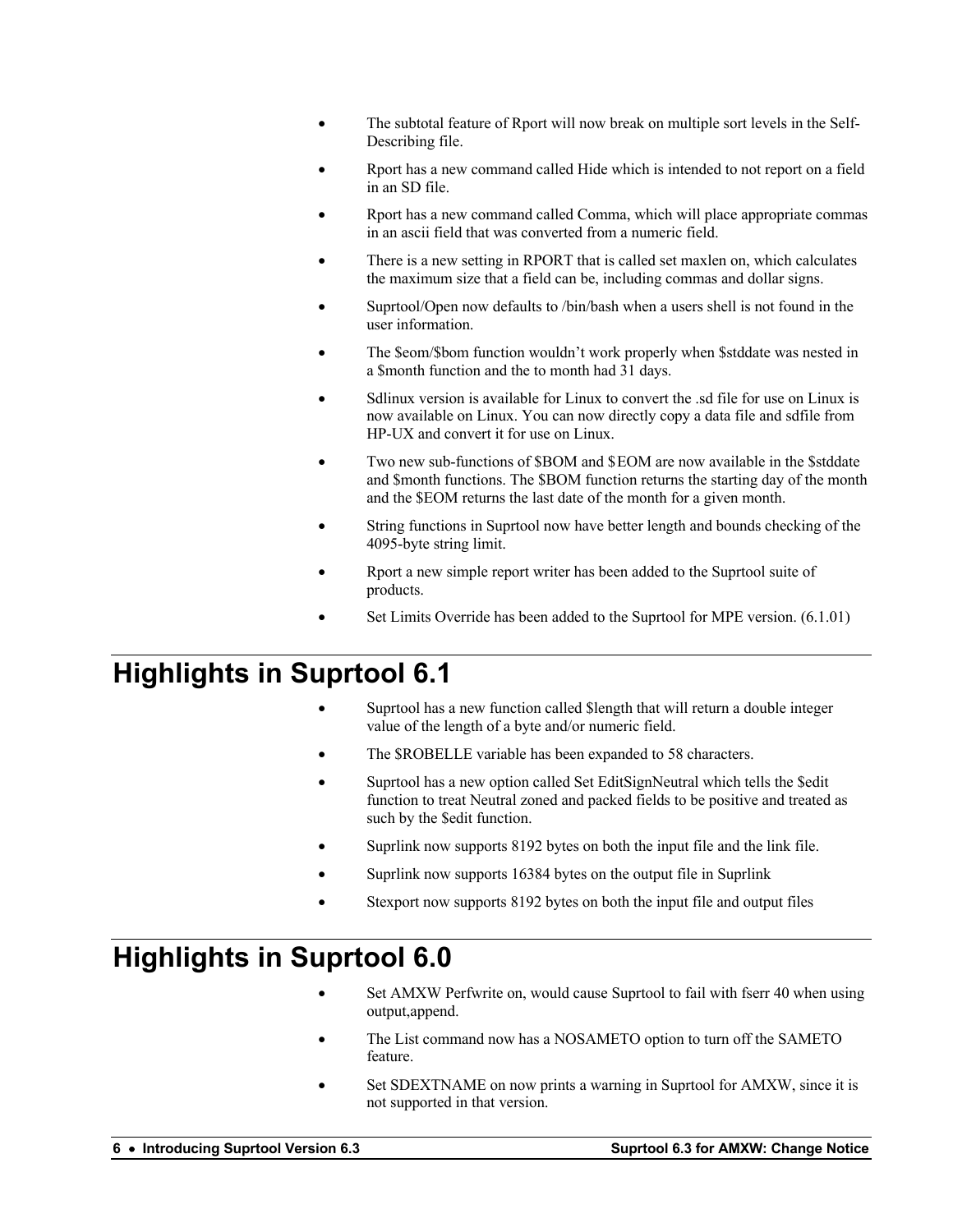- The subtotal feature of Rport will now break on multiple sort levels in the Self-Describing file.
- Rport has a new command called Hide which is intended to not report on a field in an SD file.
- Rport has a new command called Comma, which will place appropriate commas in an ascii field that was converted from a numeric field.
- There is a new setting in RPORT that is called set maxlen on, which calculates the maximum size that a field can be, including commas and dollar signs.
- Suprtool/Open now defaults to /bin/bash when a users shell is not found in the user information.
- The $eom/$bom function wouldn't work properly when $stddate was nested in a $month function and the to month had 31 days.
- Sdlinux version is available for Linux to convert the .sd file for use on Linux is now available on Linux. You can now directly copy a data file and sdfile from HP-UX and convert it for use on Linux.
- Two new sub-functions of $BOM and $EOM are now available in the $stddate and $month functions. The $BOM function returns the starting day of the month and the $EOM returns the last date of the month for a given month.
- String functions in Suprtool now have better length and bounds checking of the 4095-byte string limit.
- Rport a new simple report writer has been added to the Suprtool suite of products.
- Set Limits Override has been added to the Suprtool for MPE version. (6.1.01)

# Highlights in Suprtool 6.1

- Suprtool has a new function called $length that will return a double integer value of the length of a byte and/or numeric field.
- The $ROBELLE variable has been expanded to 58 characters.
- Suprtool has a new option called Set EditSignNeutral which tells the $edit function to treat Neutral zoned and packed fields to be positive and treated as such by the $edit function.
- Suprlink now supports 8192 bytes on both the input file and the link file.
- Suprlink now supports 16384 bytes on the output file in Suprlink
- Stexport now supports 8192 bytes on both the input file and output files

# Highlights in Suprtool 6.0

- Set AMXW Perfwrite on, would cause Suprtool to fail with fserr 40 when using output,append.
- The List command now has a NOSAMETO option to turn off the SAMETO feature.
- Set SDEXTNAME on now prints a warning in Suprtool for AMXW, since it is not supported in that version.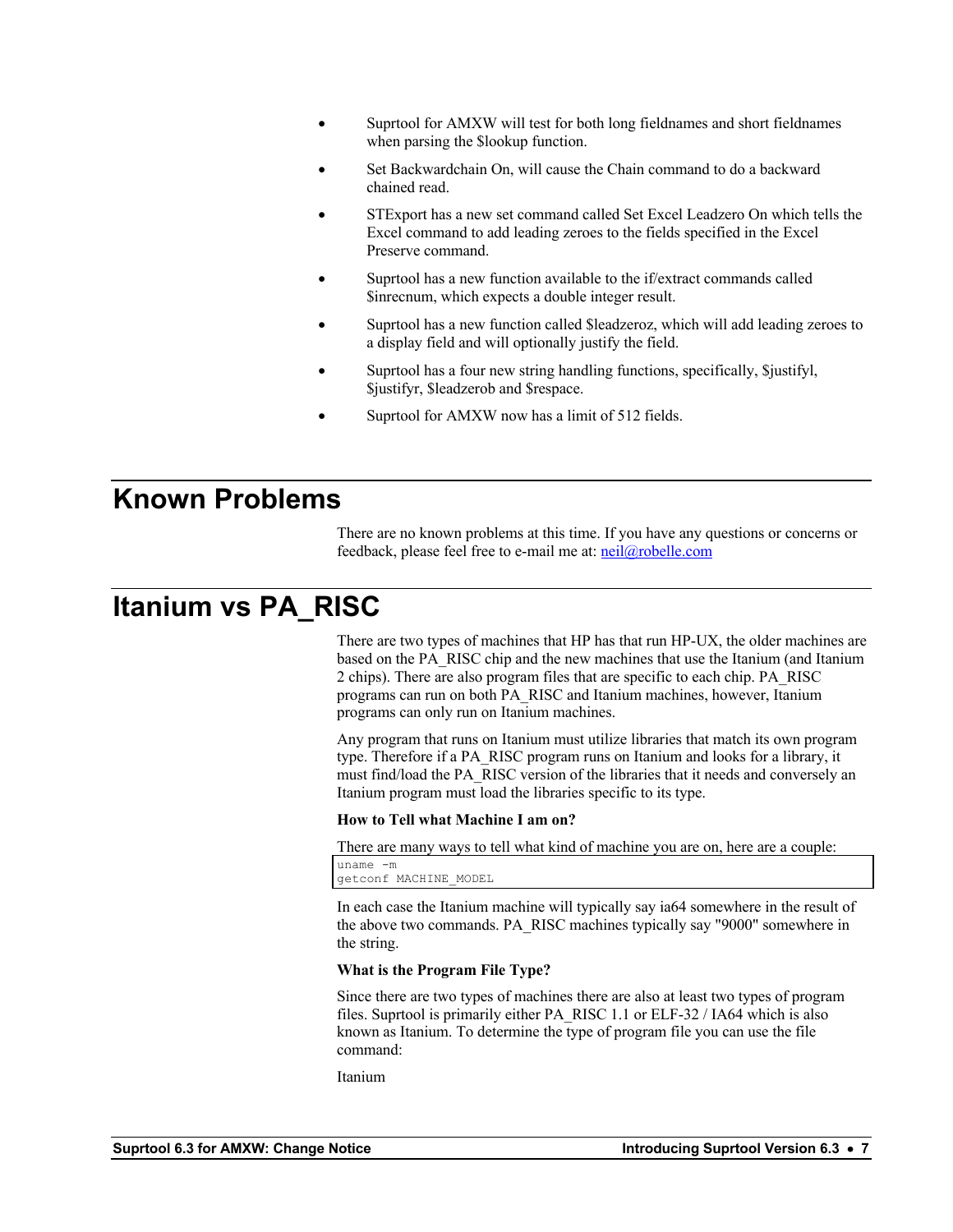- Suprtool for AMXW will test for both long fieldnames and short fieldnames when parsing the $lookup function.
- Set Backwardchain On, will cause the Chain command to do a backward chained read.
- STExport has a new set command called Set Excel Leadzero On which tells the Excel command to add leading zeroes to the fields specified in the Excel Preserve command.
- Suprtool has a new function available to the if/extract commands called $inrecnum, which expects a double integer result.
- Suprtool has a new function called $leadzeroz, which will add leading zeroes to a display field and will optionally justify the field.
- Suprtool has a four new string handling functions, specifically, $justifyl, $justifyr, $leadzerob and $respace.
- Suprtool for AMXW now has a limit of 512 fields.

# Known Problems

There are no known problems at this time. If you have any questions or concerns or feedback, please feel free to e-mail me at: neil@robelle.com

# Itanium vs PA_RISC

There are two types of machines that HP has that run HP-UX, the older machines are based on the PA_RISC chip and the new machines that use the Itanium (and Itanium 2 chips). There are also program files that are specific to each chip. PA_RISC programs can run on both PA_RISC and Itanium machines, however, Itanium programs can only run on Itanium machines.

Any program that runs on Itanium must utilize libraries that match its own program type. Therefore if a PA_RISC program runs on Itanium and looks for a library, it must find/load the PA_RISC version of the libraries that it needs and conversely an Itanium program must load the libraries specific to its type.

**How to Tell what Machine I am on?**

There are many ways to tell what kind of machine you are on, here are a couple:

```
uname -m
getconf MACHINE_MODEL
```

In each case the Itanium machine will typically say ia64 somewhere in the result of the above two commands. PA_RISC machines typically say "9000" somewhere in the string.

**What is the Program File Type?**

Since there are two types of machines there are also at least two types of program files. Suprtool is primarily either PA_RISC 1.1 or ELF-32 / IA64 which is also known as Itanium. To determine the type of program file you can use the file command:

Itanium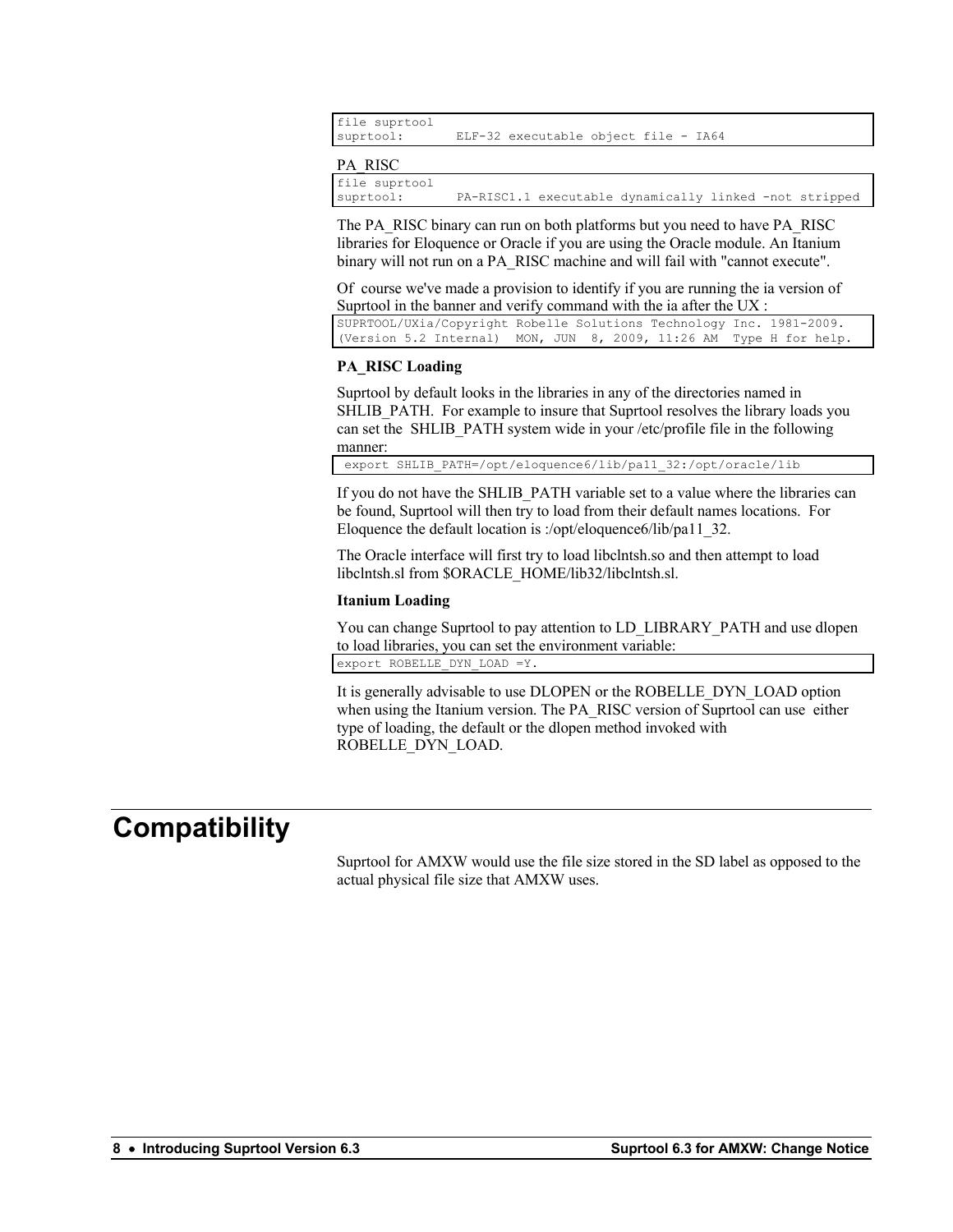```
file suprtool
suprtool:       ELF-32 executable object file - IA64
```

PA_RISC

```
file suprtool
suprtool:       PA-RISC1.1 executable dynamically linked -not stripped
```

The PA_RISC binary can run on both platforms but you need to have PA_RISC libraries for Eloquence or Oracle if you are using the Oracle module. An Itanium binary will not run on a PA_RISC machine and will fail with "cannot execute".

Of course we've made a provision to identify if you are running the ia version of Suprtool in the banner and verify command with the ia after the UX :

```
SUPRTOOL/UXia/Copyright Robelle Solutions Technology Inc. 1981-2009.
(Version 5.2 Internal)  MON, JUN  8, 2009, 11:26 AM  Type H for help.
```

**PA_RISC Loading**

Suprtool by default looks in the libraries in any of the directories named in SHLIB_PATH. For example to insure that Suprtool resolves the library loads you can set the SHLIB_PATH system wide in your /etc/profile file in the following manner:

```
 export SHLIB_PATH=/opt/eloquence6/lib/pa11_32:/opt/oracle/lib
```

If you do not have the SHLIB_PATH variable set to a value where the libraries can be found, Suprtool will then try to load from their default names locations. For Eloquence the default location is :/opt/eloquence6/lib/pa11_32.

The Oracle interface will first try to load libclntsh.so and then attempt to load libclntsh.sl from $ORACLE_HOME/lib32/libclntsh.sl.

**Itanium Loading**

You can change Suprtool to pay attention to LD_LIBRARY_PATH and use dlopen to load libraries, you can set the environment variable:

```
export ROBELLE_DYN_LOAD =Y.
```

It is generally advisable to use DLOPEN or the ROBELLE_DYN_LOAD option when using the Itanium version. The PA_RISC version of Suprtool can use either type of loading, the default or the dlopen method invoked with ROBELLE_DYN_LOAD.

# Compatibility

Suprtool for AMXW would use the file size stored in the SD label as opposed to the actual physical file size that AMXW uses.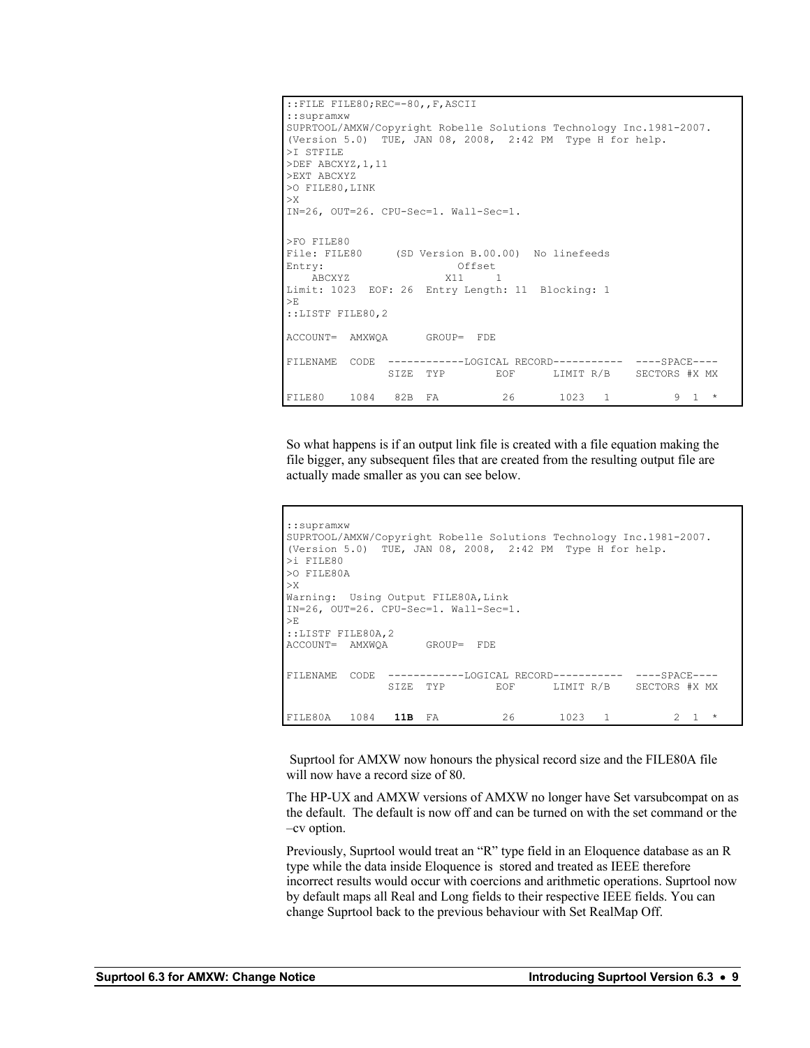```
::FILE FILE80;REC=-80,,F,ASCII
::supramxw
SUPRTOOL/AMXW/Copyright Robelle Solutions Technology Inc.1981-2007.
(Version 5.0)  TUE, JAN 08, 2008,  2:42 PM  Type H for help.
>I STFILE
>DEF ABCXYZ,1,11
>EXT ABCXYZ
>O FILE80,LINK
>X
IN=26, OUT=26. CPU-Sec=1. Wall-Sec=1.

>FO FILE80
File: FILE80     (SD Version B.00.00)  No linefeeds
Entry:                      Offset
    ABCXYZ               X11     1
Limit: 1023  EOF: 26  Entry Length: 11  Blocking: 1
>E
::LISTF FILE80,2

ACCOUNT=  AMXWQA      GROUP=  FDE

FILENAME  CODE  ------------LOGICAL RECORD-----------  ----SPACE----
                  SIZE  TYP        EOF      LIMIT R/B    SECTORS #X MX

FILE80    1084   82B  FA          26       1023   1          9  1  *
```

So what happens is if an output link file is created with a file equation making the file bigger, any subsequent files that are created from the resulting output file are actually made smaller as you can see below.

```
::supramxw
SUPRTOOL/AMXW/Copyright Robelle Solutions Technology Inc.1981-2007.
(Version 5.0)  TUE, JAN 08, 2008,  2:42 PM  Type H for help.
>i FILE80
>O FILE80A
>X
Warning:  Using Output FILE80A,Link
IN=26, OUT=26. CPU-Sec=1. Wall-Sec=1.
>E
::LISTF FILE80A,2
ACCOUNT=  AMXWQA      GROUP=  FDE

FILENAME  CODE  ------------LOGICAL RECORD-----------  ----SPACE----
                  SIZE  TYP        EOF      LIMIT R/B    SECTORS #X MX

FILE80A   1084   11B  FA          26       1023   1          2  1  *
```

Suprtool for AMXW now honours the physical record size and the FILE80A file will now have a record size of 80.

The HP-UX and AMXW versions of AMXW no longer have Set varsubcompat on as the default. The default is now off and can be turned on with the set command or the –cv option.

Previously, Suprtool would treat an "R" type field in an Eloquence database as an R type while the data inside Eloquence is stored and treated as IEEE therefore incorrect results would occur with coercions and arithmetic operations. Suprtool now by default maps all Real and Long fields to their respective IEEE fields. You can change Suprtool back to the previous behaviour with Set RealMap Off.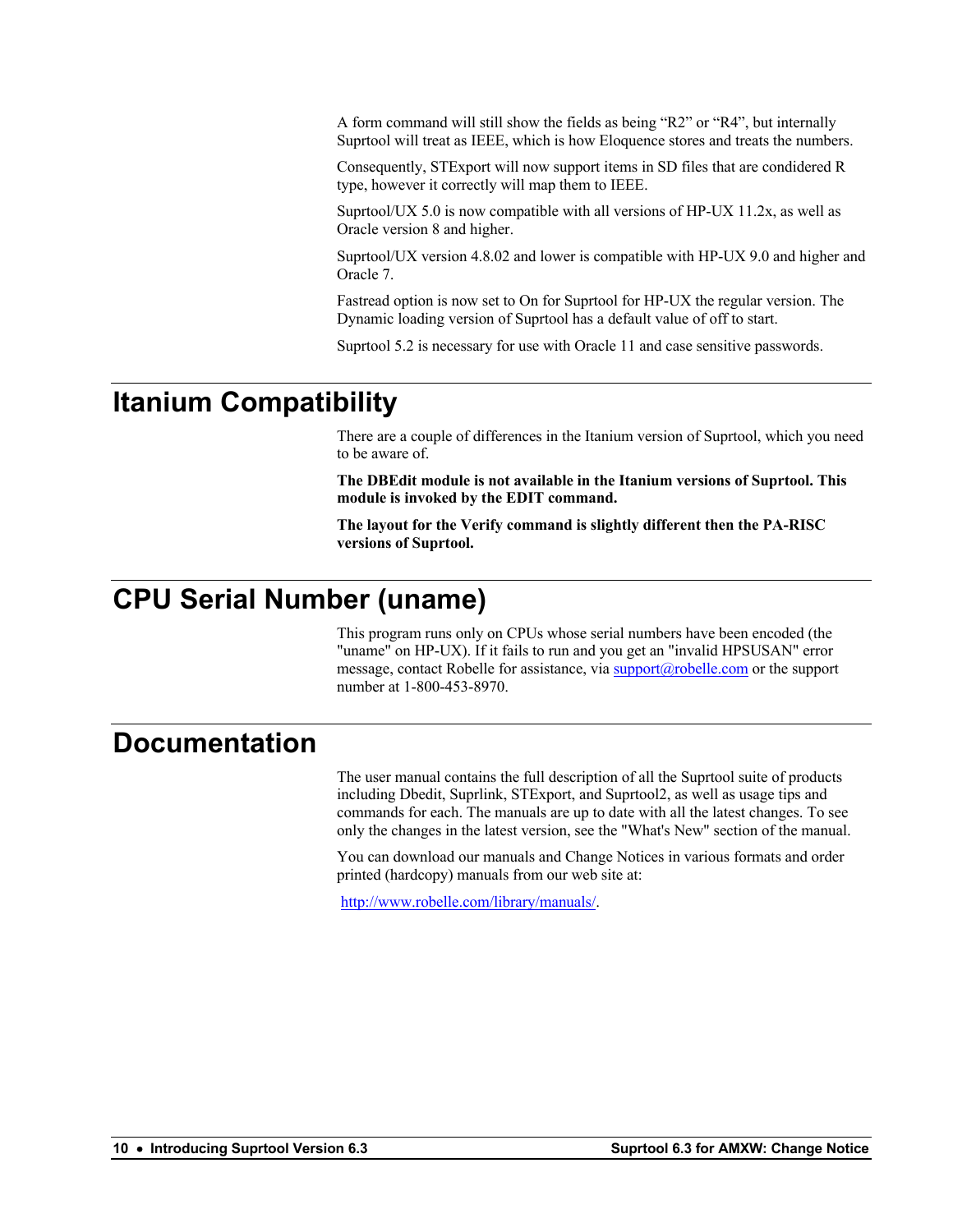A form command will still show the fields as being “R2” or “R4”, but internally Suprtool will treat as IEEE, which is how Eloquence stores and treats the numbers.

Consequently, STExport will now support items in SD files that are condidered R type, however it correctly will map them to IEEE.

Suprtool/UX 5.0 is now compatible with all versions of HP-UX 11.2x, as well as Oracle version 8 and higher.

Suprtool/UX version 4.8.02 and lower is compatible with HP-UX 9.0 and higher and Oracle 7.

Fastread option is now set to On for Suprtool for HP-UX the regular version. The Dynamic loading version of Suprtool has a default value of off to start.

Suprtool 5.2 is necessary for use with Oracle 11 and case sensitive passwords.

# Itanium Compatibility

There are a couple of differences in the Itanium version of Suprtool, which you need to be aware of.

**The DBEdit module is not available in the Itanium versions of Suprtool. This module is invoked by the EDIT command.**

**The layout for the Verify command is slightly different then the PA-RISC versions of Suprtool.**

# CPU Serial Number (uname)

This program runs only on CPUs whose serial numbers have been encoded (the "uname" on HP-UX). If it fails to run and you get an "invalid HPSUSAN" error message, contact Robelle for assistance, via support@robelle.com or the support number at 1-800-453-8970.

# Documentation

The user manual contains the full description of all the Suprtool suite of products including Dbedit, Suprlink, STExport, and Suprtool2, as well as usage tips and commands for each. The manuals are up to date with all the latest changes. To see only the changes in the latest version, see the "What's New" section of the manual.

You can download our manuals and Change Notices in various formats and order printed (hardcopy) manuals from our web site at:

http://www.robelle.com/library/manuals/.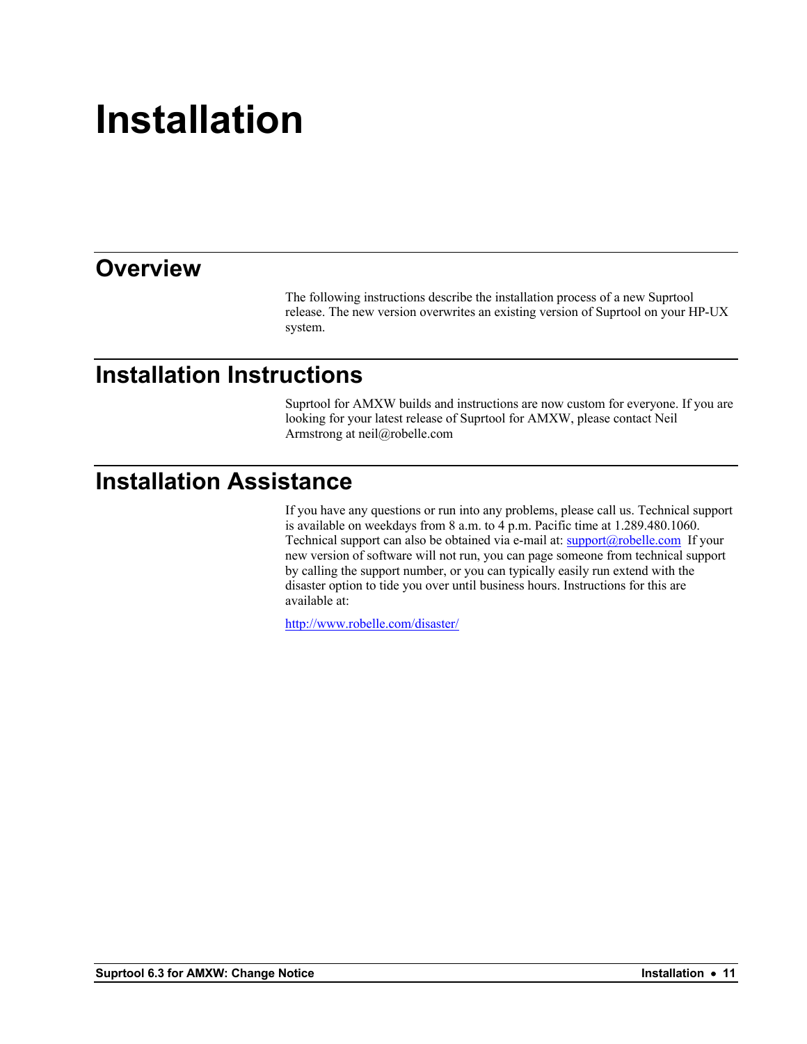# Installation

## Overview

The following instructions describe the installation process of a new Suprtool release. The new version overwrites an existing version of Suprtool on your HP-UX system.

## Installation Instructions

Suprtool for AMXW builds and instructions are now custom for everyone. If you are looking for your latest release of Suprtool for AMXW, please contact Neil Armstrong at neil@robelle.com

## Installation Assistance

If you have any questions or run into any problems, please call us. Technical support is available on weekdays from 8 a.m. to 4 p.m. Pacific time at 1.289.480.1060. Technical support can also be obtained via e-mail at: support@robelle.com If your new version of software will not run, you can page someone from technical support by calling the support number, or you can typically easily run extend with the disaster option to tide you over until business hours. Instructions for this are available at:

http://www.robelle.com/disaster/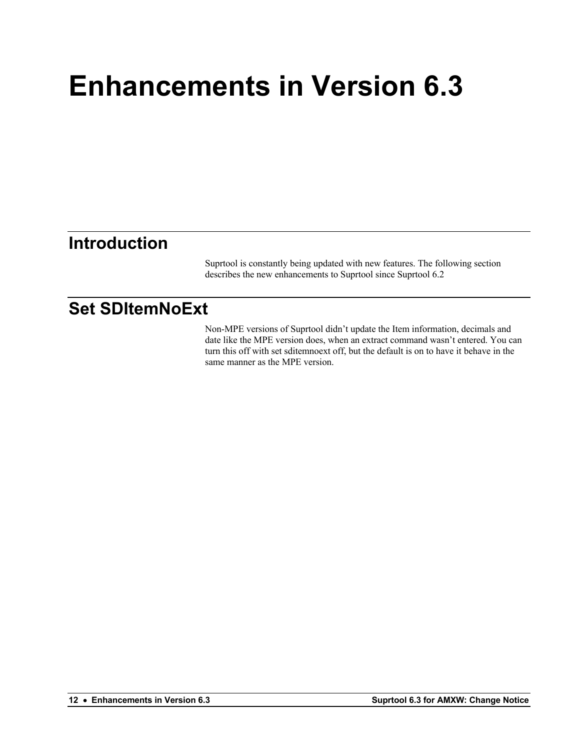# Enhancements in Version 6.3

## Introduction

Suprtool is constantly being updated with new features. The following section describes the new enhancements to Suprtool since Suprtool 6.2

## Set SDItemNoExt

Non-MPE versions of Suprtool didn't update the Item information, decimals and date like the MPE version does, when an extract command wasn't entered. You can turn this off with set sditemnoext off, but the default is on to have it behave in the same manner as the MPE version.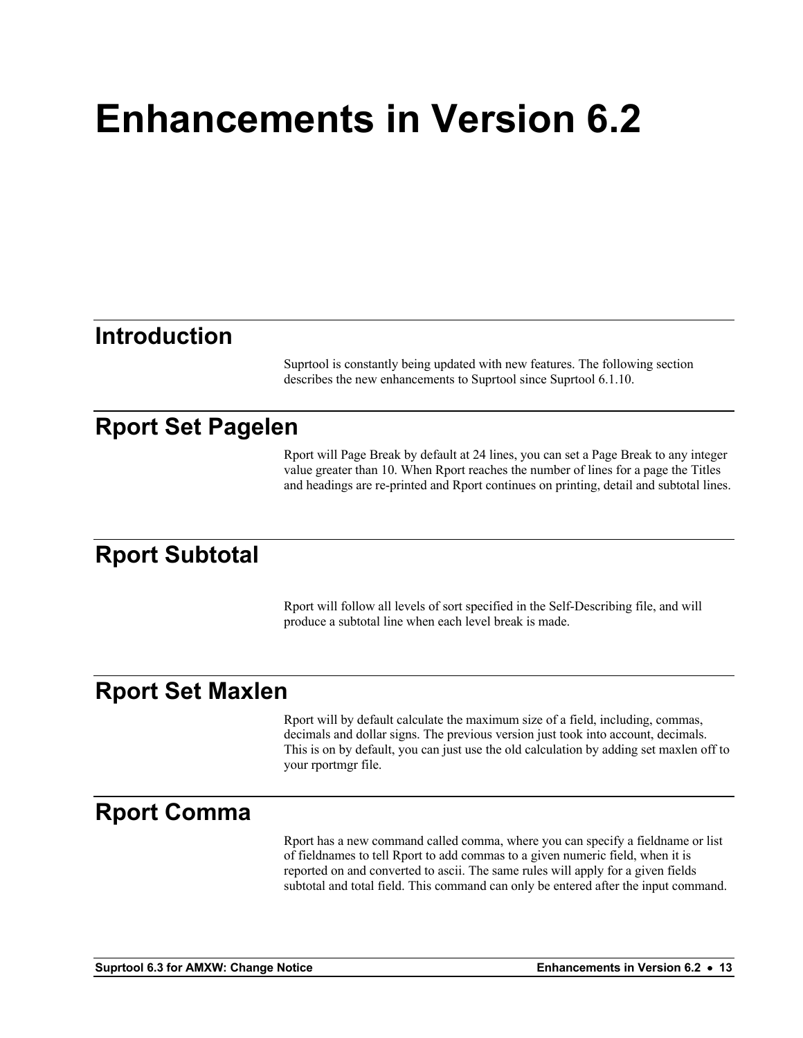# Enhancements in Version 6.2

## Introduction

Suprtool is constantly being updated with new features. The following section describes the new enhancements to Suprtool since Suprtool 6.1.10.

## Rport Set Pagelen

Rport will Page Break by default at 24 lines, you can set a Page Break to any integer value greater than 10. When Rport reaches the number of lines for a page the Titles and headings are re-printed and Rport continues on printing, detail and subtotal lines.

## Rport Subtotal

Rport will follow all levels of sort specified in the Self-Describing file, and will produce a subtotal line when each level break is made.

## Rport Set Maxlen

Rport will by default calculate the maximum size of a field, including, commas, decimals and dollar signs. The previous version just took into account, decimals. This is on by default, you can just use the old calculation by adding set maxlen off to your rportmgr file.

## Rport Comma

Rport has a new command called comma, where you can specify a fieldname or list of fieldnames to tell Rport to add commas to a given numeric field, when it is reported on and converted to ascii. The same rules will apply for a given fields subtotal and total field. This command can only be entered after the input command.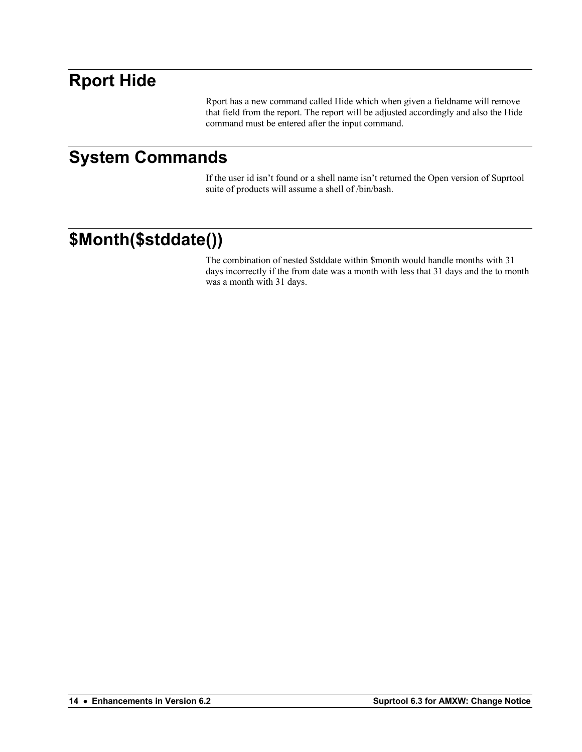# Rport Hide

Rport has a new command called Hide which when given a fieldname will remove that field from the report. The report will be adjusted accordingly and also the Hide command must be entered after the input command.

# System Commands

If the user id isn't found or a shell name isn't returned the Open version of Suprtool suite of products will assume a shell of /bin/bash.

# $Month($stddate())

The combination of nested $stddate within $month would handle months with 31 days incorrectly if the from date was a month with less that 31 days and the to month was a month with 31 days.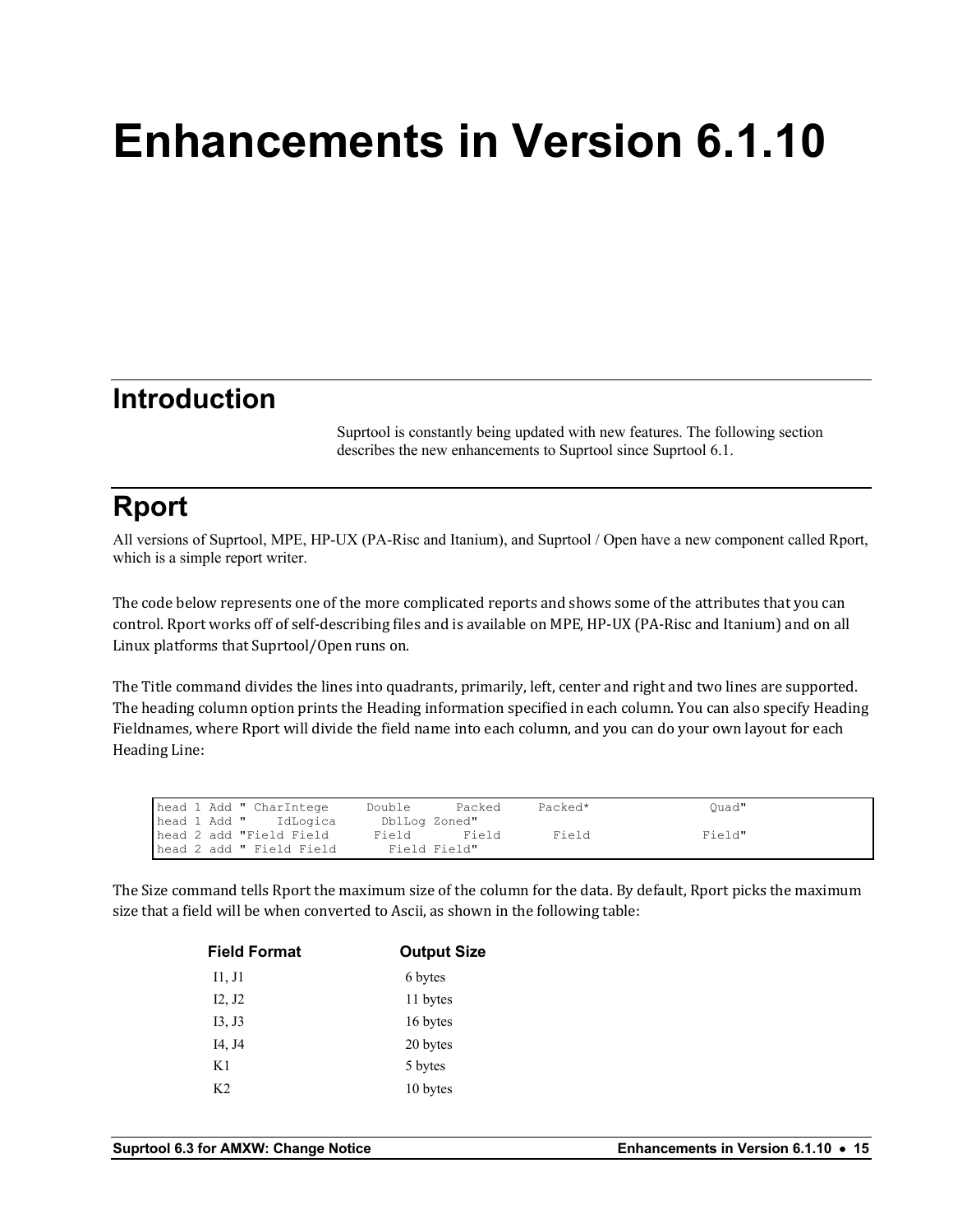# Enhancements in Version 6.1.10

## Introduction

Suprtool is constantly being updated with new features. The following section describes the new enhancements to Suprtool since Suprtool 6.1.

## Rport

All versions of Suprtool, MPE, HP-UX (PA-Risc and Itanium), and Suprtool / Open have a new component called Rport, which is a simple report writer.

The code below represents one of the more complicated reports and shows some of the attributes that you can control. Rport works off of self-describing files and is available on MPE, HP-UX (PA-Risc and Itanium) and on all Linux platforms that Suprtool/Open runs on.

The Title command divides the lines into quadrants, primarily, left, center and right and two lines are supported. The heading column option prints the Heading information specified in each column. You can also specify Heading Fieldnames, where Rport will divide the field name into each column, and you can do your own layout for each Heading Line:

```
head 1 Add " CharIntege     Double      Packed     Packed*               Quad"
head 1 Add "    IdLogica      DblLog Zoned"
head 2 add "Field Field      Field       Field       Field               Field"
head 2 add " Field Field       Field Field"
```

The Size command tells Rport the maximum size of the column for the data. By default, Rport picks the maximum size that a field will be when converted to Ascii, as shown in the following table:

| Field Format | Output Size |
|---|---|
| I1, J1 | 6 bytes |
| I2, J2 | 11 bytes |
| I3, J3 | 16 bytes |
| I4, J4 | 20 bytes |
| K1 | 5 bytes |
| K2 | 10 bytes |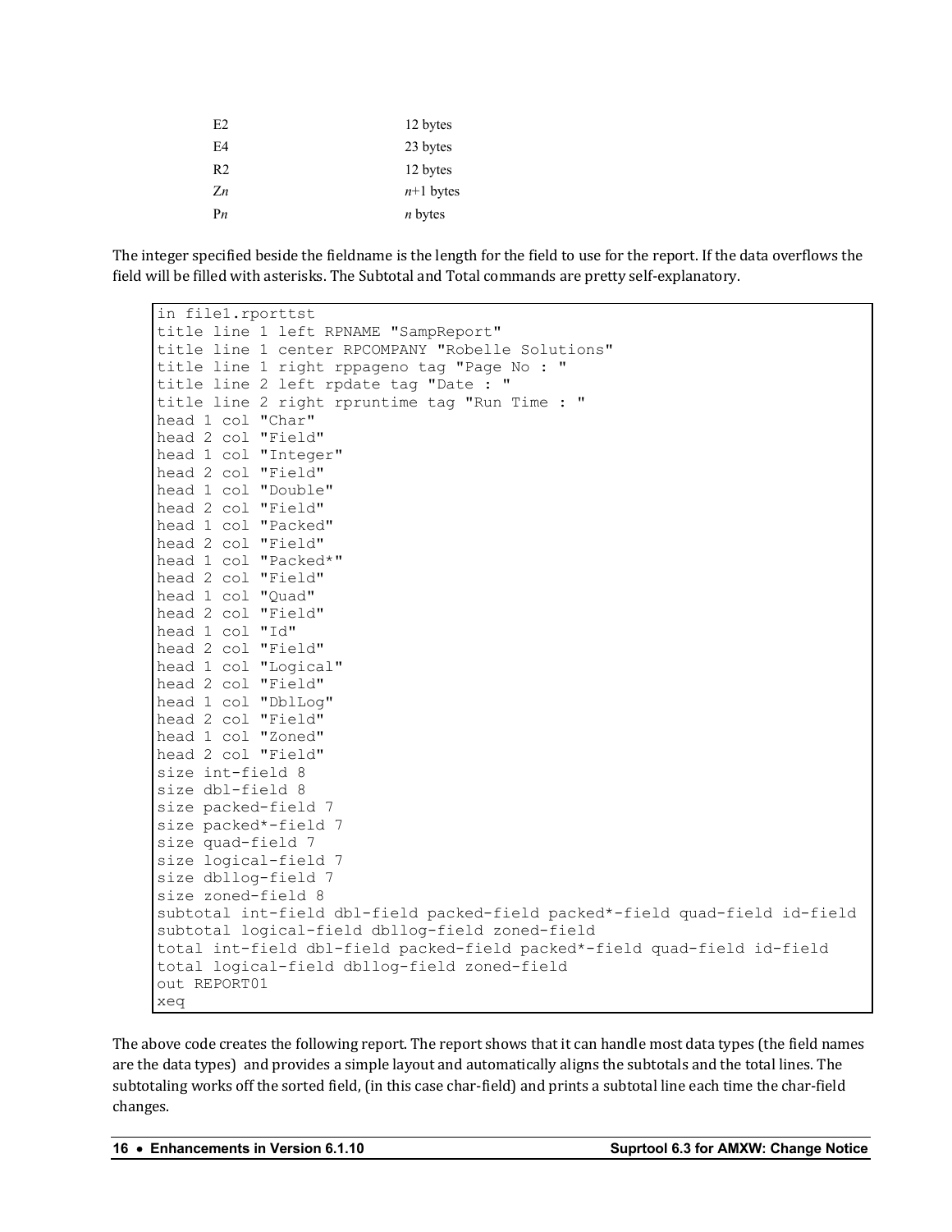| | |
|---|---|
| E2 | 12 bytes |
| E4 | 23 bytes |
| R2 | 12 bytes |
| Z*n* | *n*+1 bytes |
| P*n* | *n* bytes |

The integer specified beside the fieldname is the length for the field to use for the report. If the data overflows the field will be filled with asterisks. The Subtotal and Total commands are pretty self-explanatory.

```
in file1.rporttst
title line 1 left RPNAME "SampReport"
title line 1 center RPCOMPANY "Robelle Solutions"
title line 1 right rppageno tag "Page No : "
title line 2 left rpdate tag "Date : "
title line 2 right rpruntime tag "Run Time : "
head 1 col "Char"
head 2 col "Field"
head 1 col "Integer"
head 2 col "Field"
head 1 col "Double"
head 2 col "Field"
head 1 col "Packed"
head 2 col "Field"
head 1 col "Packed*"
head 2 col "Field"
head 1 col "Quad"
head 2 col "Field"
head 1 col "Id"
head 2 col "Field"
head 1 col "Logical"
head 2 col "Field"
head 1 col "DblLog"
head 2 col "Field"
head 1 col "Zoned"
head 2 col "Field"
size int-field 8
size dbl-field 8
size packed-field 7
size packed*-field 7
size quad-field 7
size logical-field 7
size dbllog-field 7
size zoned-field 8
subtotal int-field dbl-field packed-field packed*-field quad-field id-field
subtotal logical-field dbllog-field zoned-field
total int-field dbl-field packed-field packed*-field quad-field id-field
total logical-field dbllog-field zoned-field
out REPORT01
xeq
```

The above code creates the following report. The report shows that it can handle most data types (the field names are the data types) and provides a simple layout and automatically aligns the subtotals and the total lines. The subtotaling works off the sorted field, (in this case char-field) and prints a subtotal line each time the char-field changes.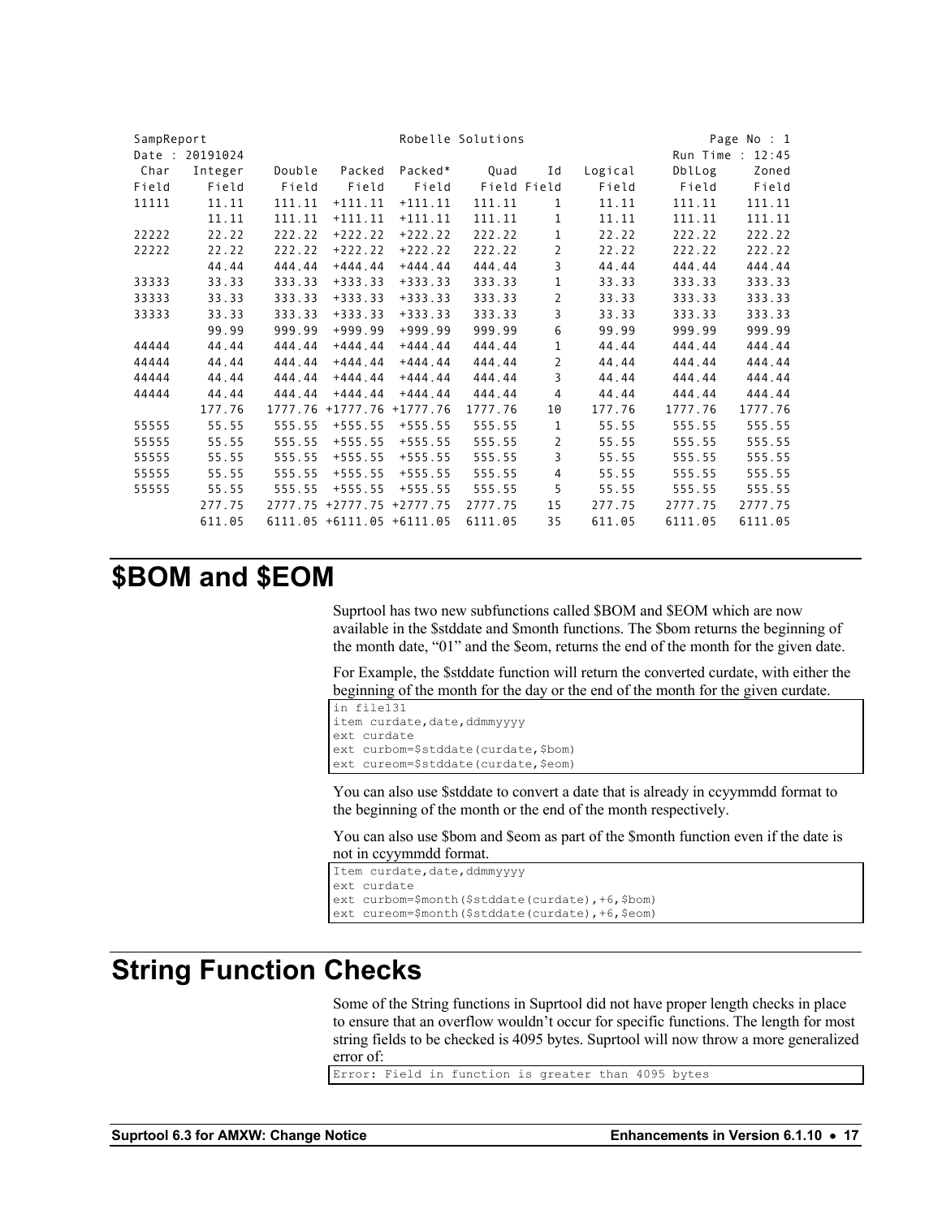```
SampReport                          Robelle Solutions                        Page No : 1
Date : 20191024                                                           Run Time : 12:45
 Char   Integer    Double   Packed  Packed*     Quad    Id   Logical     DblLog     Zoned
Field     Field     Field    Field    Field    Field Field     Field      Field     Field
11111     11.11    111.11  +111.11  +111.11   111.11     1     11.11     111.11    111.11
          11.11    111.11  +111.11  +111.11   111.11     1     11.11     111.11    111.11
22222     22.22    222.22  +222.22  +222.22   222.22     1     22.22     222.22    222.22
22222     22.22    222.22  +222.22  +222.22   222.22     2     22.22     222.22    222.22
          44.44    444.44  +444.44  +444.44   444.44     3     44.44     444.44    444.44
33333     33.33    333.33  +333.33  +333.33   333.33     1     33.33     333.33    333.33
33333     33.33    333.33  +333.33  +333.33   333.33     2     33.33     333.33    333.33
33333     33.33    333.33  +333.33  +333.33   333.33     3     33.33     333.33    333.33
          99.99    999.99  +999.99  +999.99   999.99     6     99.99     999.99    999.99
44444     44.44    444.44  +444.44  +444.44   444.44     1     44.44     444.44    444.44
44444     44.44    444.44  +444.44  +444.44   444.44     2     44.44     444.44    444.44
44444     44.44    444.44  +444.44  +444.44   444.44     3     44.44     444.44    444.44
44444     44.44    444.44  +444.44  +444.44   444.44     4     44.44     444.44    444.44
         177.76   1777.76 +1777.76 +1777.76  1777.76    10    177.76    1777.76   1777.76
55555     55.55    555.55  +555.55  +555.55   555.55     1     55.55     555.55    555.55
55555     55.55    555.55  +555.55  +555.55   555.55     2     55.55     555.55    555.55
55555     55.55    555.55  +555.55  +555.55   555.55     3     55.55     555.55    555.55
55555     55.55    555.55  +555.55  +555.55   555.55     4     55.55     555.55    555.55
55555     55.55    555.55  +555.55  +555.55   555.55     5     55.55     555.55    555.55
         277.75   2777.75 +2777.75 +2777.75  2777.75    15    277.75    2777.75   2777.75
         611.05   6111.05 +6111.05 +6111.05  6111.05    35    611.05    6111.05   6111.05
```

# $BOM and $EOM

Suprtool has two new subfunctions called $BOM and $EOM which are now available in the $stddate and $month functions. The $bom returns the beginning of the month date, "01" and the $eom, returns the end of the month for the given date.

For Example, the $stddate function will return the converted curdate, with either the beginning of the month for the day or the end of the month for the given curdate.

```
in file131
item curdate,date,ddmmyyyy
ext curdate
ext curbom=$stddate(curdate,$bom)
ext cureom=$stddate(curdate,$eom)
```

You can also use $stddate to convert a date that is already in ccyymmdd format to the beginning of the month or the end of the month respectively.

You can also use $bom and $eom as part of the $month function even if the date is not in ccyymmdd format.

```
Item curdate,date,ddmmyyyy
ext curdate
ext curbom=$month($stddate(curdate),+6,$bom)
ext cureom=$month($stddate(curdate),+6,$eom)
```

# String Function Checks

Some of the String functions in Suprtool did not have proper length checks in place to ensure that an overflow wouldn't occur for specific functions. The length for most string fields to be checked is 4095 bytes. Suprtool will now throw a more generalized error of:

```
Error: Field in function is greater than 4095 bytes
```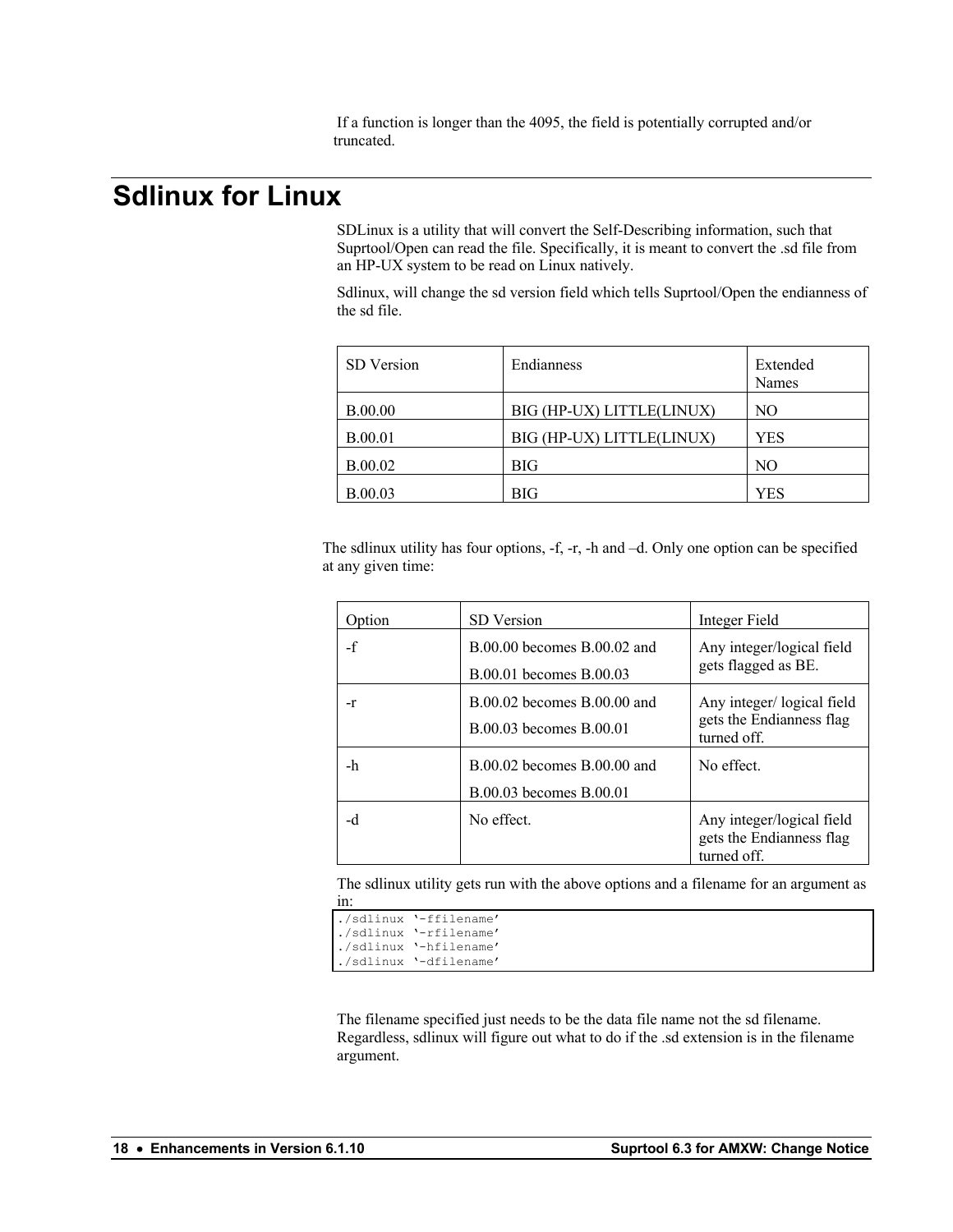If a function is longer than the 4095, the field is potentially corrupted and/or truncated.

# Sdlinux for Linux

SDLinux is a utility that will convert the Self-Describing information, such that Suprtool/Open can read the file. Specifically, it is meant to convert the .sd file from an HP-UX system to be read on Linux natively.

Sdlinux, will change the sd version field which tells Suprtool/Open the endianness of the sd file.

| SD Version | Endianness | Extended Names |
|---|---|---|
| B.00.00 | BIG (HP-UX) LITTLE(LINUX) | NO |
| B.00.01 | BIG (HP-UX) LITTLE(LINUX) | YES |
| B.00.02 | BIG | NO |
| B.00.03 | BIG | YES |

The sdlinux utility has four options, -f, -r, -h and –d. Only one option can be specified at any given time:

| Option | SD Version | Integer Field |
|---|---|---|
| -f | B.00.00 becomes B.00.02 and B.00.01 becomes B.00.03 | Any integer/logical field gets flagged as BE. |
| -r | B.00.02 becomes B.00.00 and B.00.03 becomes B.00.01 | Any integer/ logical field gets the Endianness flag turned off. |
| -h | B.00.02 becomes B.00.00 and B.00.03 becomes B.00.01 | No effect. |
| -d | No effect. | Any integer/logical field gets the Endianness flag turned off. |

The sdlinux utility gets run with the above options and a filename for an argument as in:

```
./sdlinux '-ffilename'
./sdlinux '-rfilename'
./sdlinux '-hfilename'
./sdlinux '-dfilename'
```

The filename specified just needs to be the data file name not the sd filename. Regardless, sdlinux will figure out what to do if the .sd extension is in the filename argument.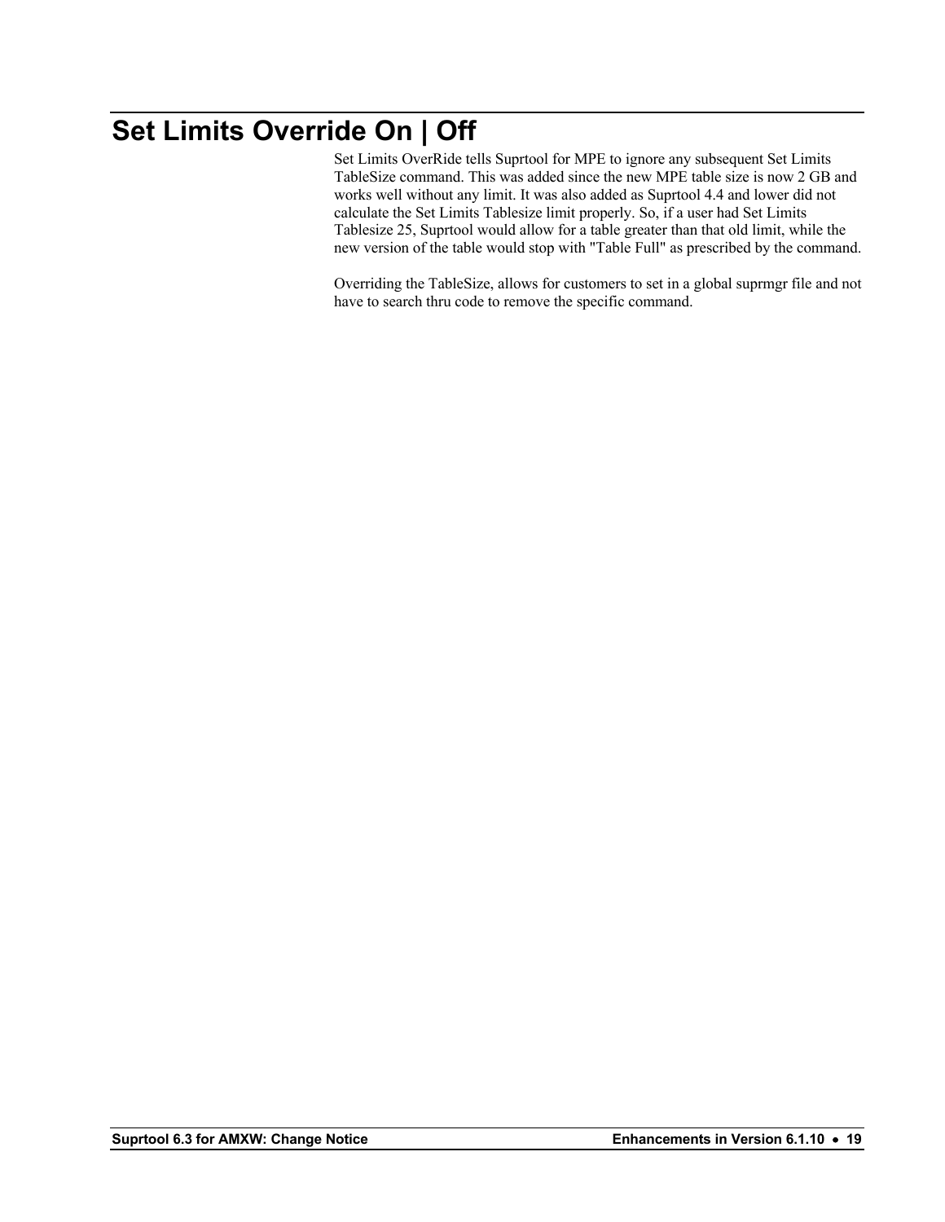# Set Limits Override On | Off

Set Limits OverRide tells Suprtool for MPE to ignore any subsequent Set Limits TableSize command. This was added since the new MPE table size is now 2 GB and works well without any limit. It was also added as Suprtool 4.4 and lower did not calculate the Set Limits Tablesize limit properly. So, if a user had Set Limits Tablesize 25, Suprtool would allow for a table greater than that old limit, while the new version of the table would stop with "Table Full" as prescribed by the command.

Overriding the TableSize, allows for customers to set in a global suprmgr file and not have to search thru code to remove the specific command.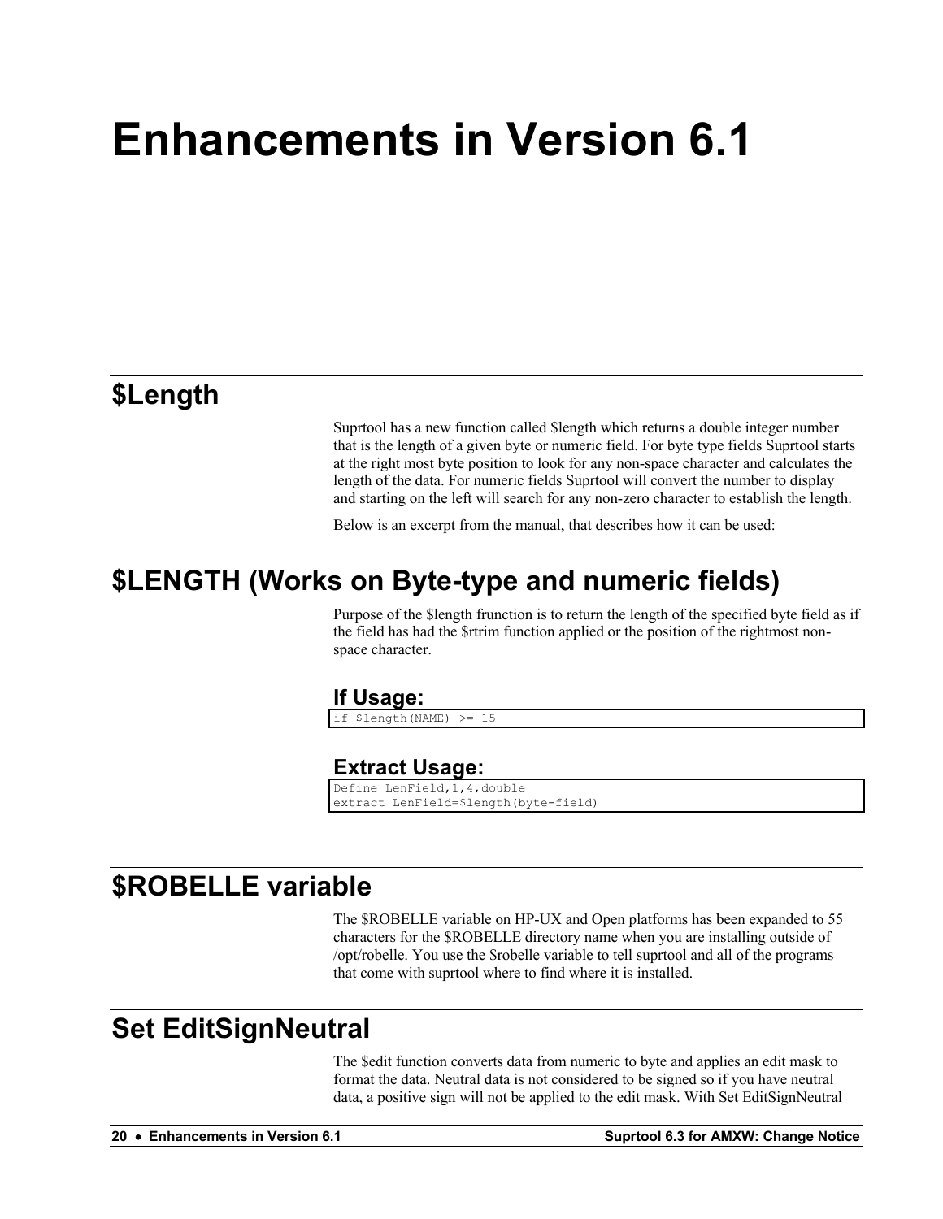# Enhancements in Version 6.1

## $Length

Suprtool has a new function called $length which returns a double integer number that is the length of a given byte or numeric field. For byte type fields Suprtool starts at the right most byte position to look for any non-space character and calculates the length of the data. For numeric fields Suprtool will convert the number to display and starting on the left will search for any non-zero character to establish the length.

Below is an excerpt from the manual, that describes how it can be used:

## $LENGTH (Works on Byte-type and numeric fields)

Purpose of the $length frunction is to return the length of the specified byte field as if the field has had the $rtrim function applied or the position of the rightmost non-space character.

### If Usage:

```
if $length(NAME) >= 15
```

### Extract Usage:

```
Define LenField,1,4,double
extract LenField=$length(byte-field)
```

## $ROBELLE variable

The $ROBELLE variable on HP-UX and Open platforms has been expanded to 55 characters for the $ROBELLE directory name when you are installing outside of /opt/robelle. You use the $robelle variable to tell suprtool and all of the programs that come with suprtool where to find where it is installed.

## Set EditSignNeutral

The $edit function converts data from numeric to byte and applies an edit mask to format the data. Neutral data is not considered to be signed so if you have neutral data, a positive sign will not be applied to the edit mask. With Set EditSignNeutral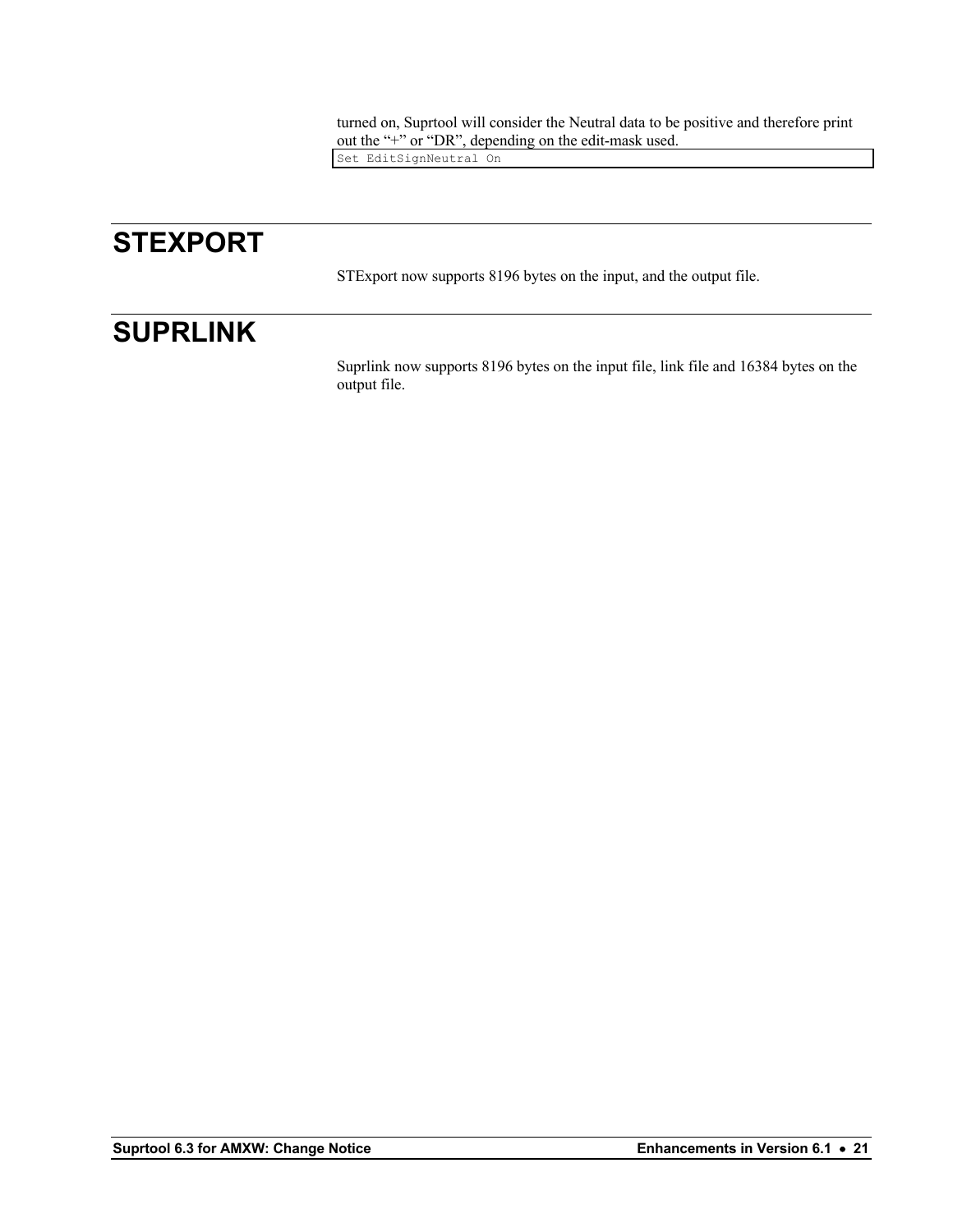turned on, Suprtool will consider the Neutral data to be positive and therefore print out the “+” or “DR”, depending on the edit-mask used.

```
Set EditSignNeutral On
```

# STEXPORT

STExport now supports 8196 bytes on the input, and the output file.

# SUPRLINK

Suprlink now supports 8196 bytes on the input file, link file and 16384 bytes on the output file.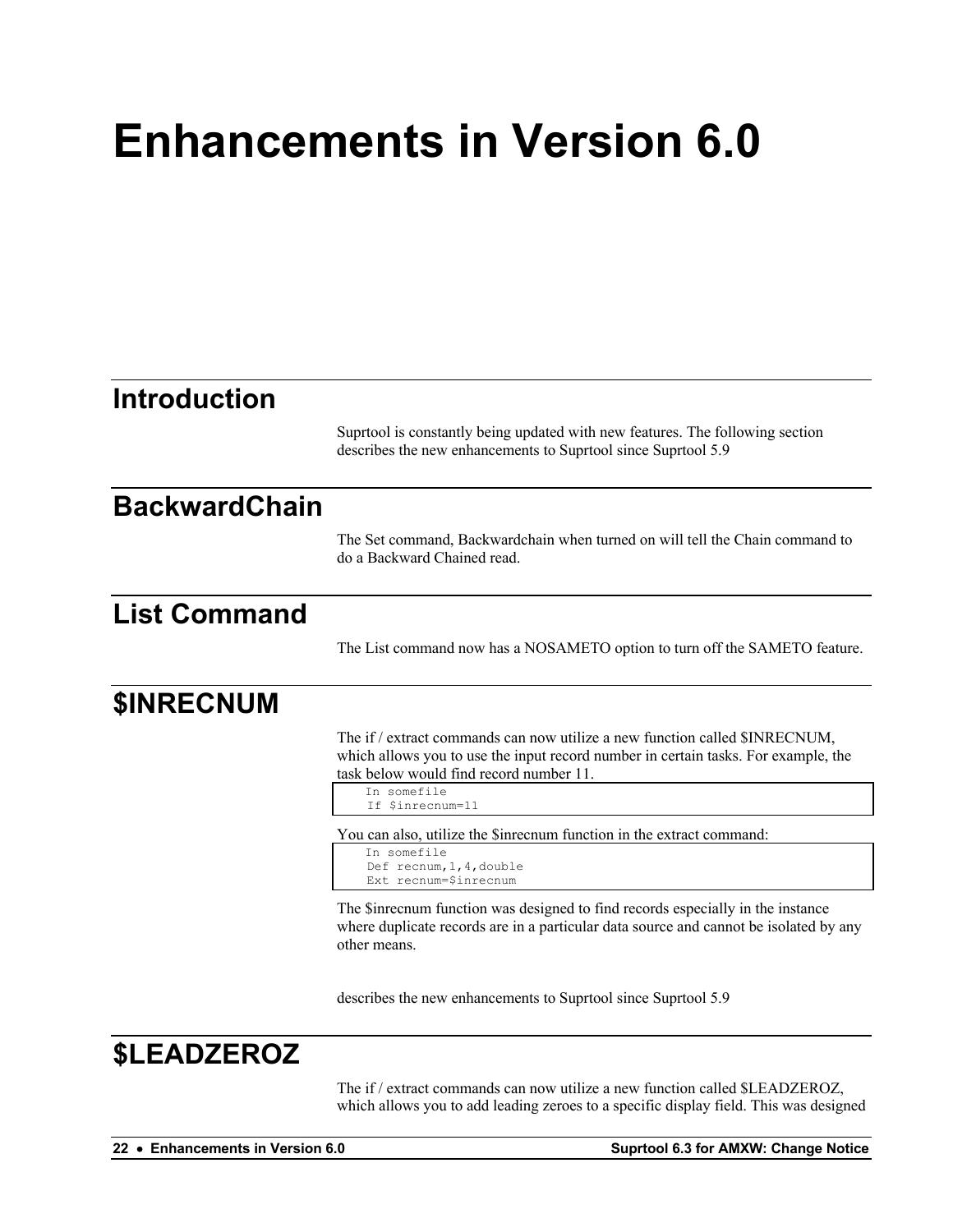# Enhancements in Version 6.0

## Introduction

Suprtool is constantly being updated with new features. The following section describes the new enhancements to Suprtool since Suprtool 5.9

## BackwardChain

The Set command, Backwardchain when turned on will tell the Chain command to do a Backward Chained read.

## List Command

The List command now has a NOSAMETO option to turn off the SAMETO feature.

## $INRECNUM

The if / extract commands can now utilize a new function called $INRECNUM, which allows you to use the input record number in certain tasks. For example, the task below would find record number 11.

```
In somefile
If $inrecnum=11
```

You can also, utilize the $inrecnum function in the extract command:

```
In somefile
Def recnum,1,4,double
Ext recnum=$inrecnum
```

The $inrecnum function was designed to find records especially in the instance where duplicate records are in a particular data source and cannot be isolated by any other means.

describes the new enhancements to Suprtool since Suprtool 5.9

## $LEADZEROZ

The if / extract commands can now utilize a new function called $LEADZEROZ, which allows you to add leading zeroes to a specific display field. This was designed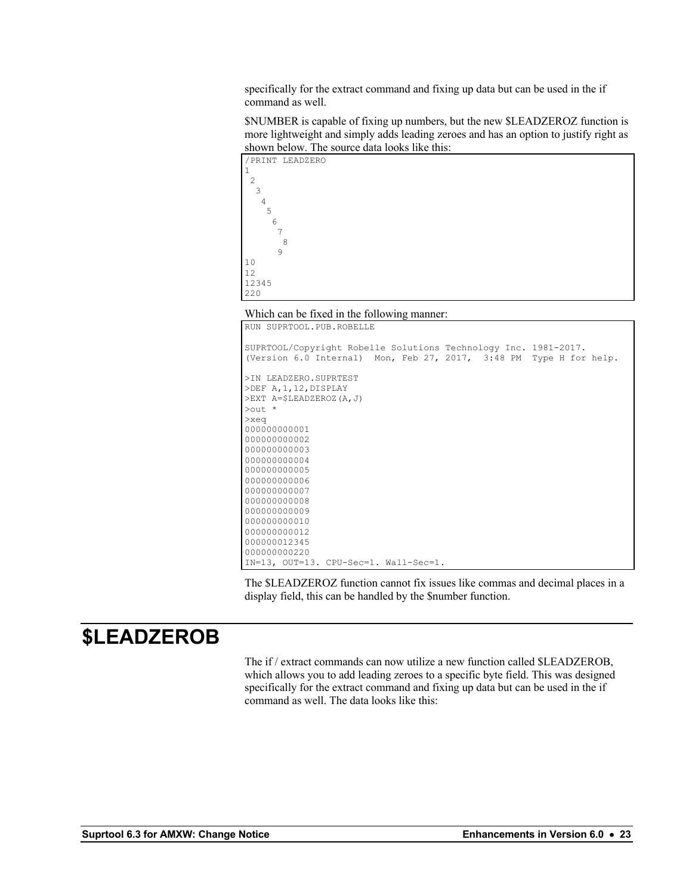specifically for the extract command and fixing up data but can be used in the if command as well.

$NUMBER is capable of fixing up numbers, but the new $LEADZEROZ function is more lightweight and simply adds leading zeroes and has an option to justify right as shown below. The source data looks like this:

```
/PRINT LEADZERO
1
 2
  3
   4
    5
     6
      7
       8
      9
10
12
12345
220
```

Which can be fixed in the following manner:

```
RUN SUPRTOOL.PUB.ROBELLE

SUPRTOOL/Copyright Robelle Solutions Technology Inc. 1981-2017.
(Version 6.0 Internal)  Mon, Feb 27, 2017,  3:48 PM  Type H for help.

>IN LEADZERO.SUPRTEST
>DEF A,1,12,DISPLAY
>EXT A=$LEADZEROZ(A,J)
>out *
>xeq
000000000001
000000000002
000000000003
000000000004
000000000005
000000000006
000000000007
000000000008
000000000009
000000000010
000000000012
000000012345
000000000220
IN=13, OUT=13. CPU-Sec=1. Wall-Sec=1.
```

The $LEADZEROZ function cannot fix issues like commas and decimal places in a display field, this can be handled by the $number function.

# $LEADZEROB

The if / extract commands can now utilize a new function called $LEADZEROB, which allows you to add leading zeroes to a specific byte field. This was designed specifically for the extract command and fixing up data but can be used in the if command as well. The data looks like this: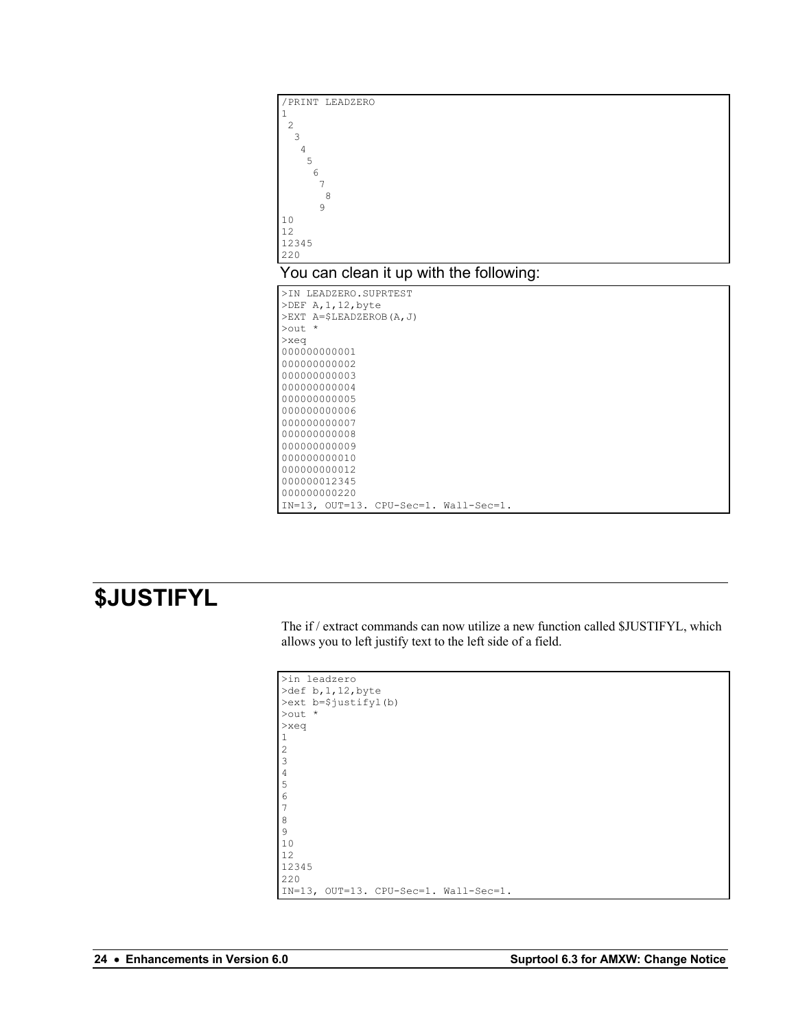```
/PRINT LEADZERO
1
 2
  3
   4
    5
     6
      7
       8
      9
10
12
12345
220
```

You can clean it up with the following:

```
>IN LEADZERO.SUPRTEST
>DEF A,1,12,byte
>EXT A=$LEADZEROB(A,J)
>out *
>xeq
000000000001
000000000002
000000000003
000000000004
000000000005
000000000006
000000000007
000000000008
000000000009
000000000010
000000000012
000000012345
000000000220
IN=13, OUT=13. CPU-Sec=1. Wall-Sec=1.
```

# $JUSTIFYL

The if / extract commands can now utilize a new function called $JUSTIFYL, which allows you to left justify text to the left side of a field.

```
>in leadzero
>def b,1,12,byte
>ext b=$justifyl(b)
>out *
>xeq
1
2
3
4
5
6
7
8
9
10
12
12345
220
IN=13, OUT=13. CPU-Sec=1. Wall-Sec=1.
```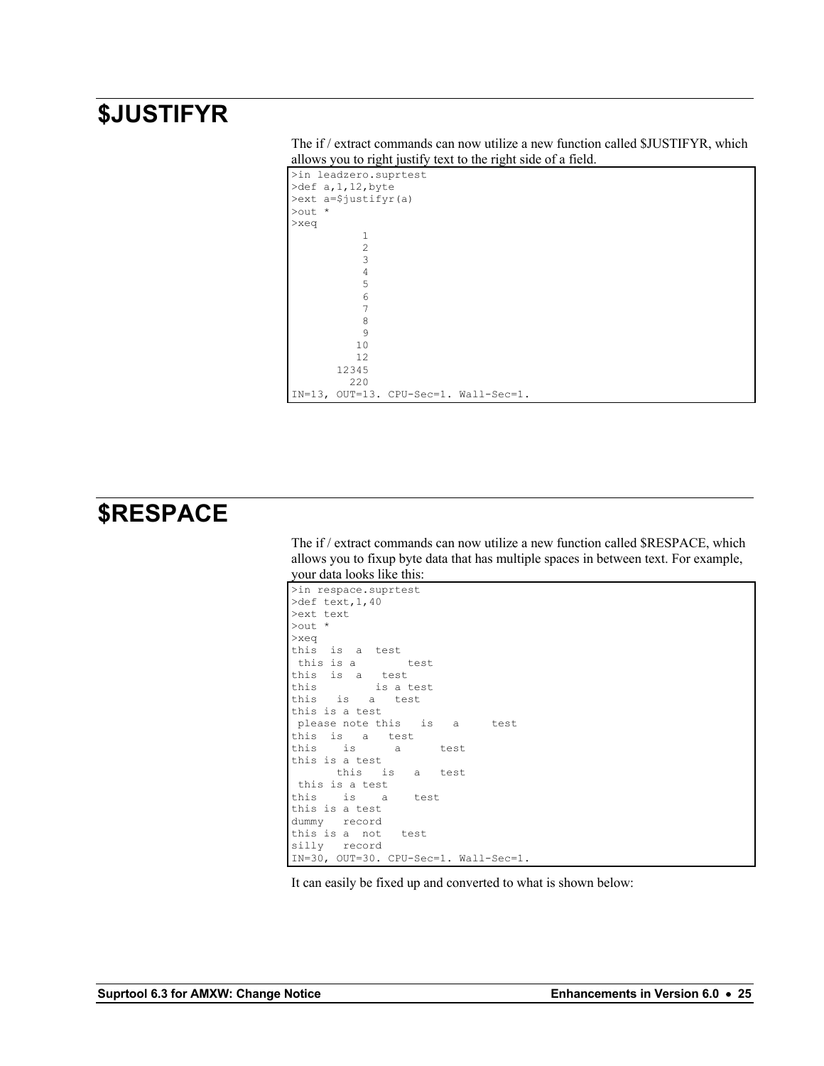# $JUSTIFYR

The if / extract commands can now utilize a new function called $JUSTIFYR, which allows you to right justify text to the right side of a field.

```
>in leadzero.suprtest
>def a,1,12,byte
>ext a=$justifyr(a)
>out *
>xeq
           1
           2
           3
           4
           5
           6
           7
           8
           9
          10
          12
       12345
         220
IN=13, OUT=13. CPU-Sec=1. Wall-Sec=1.
```

# $RESPACE

The if / extract commands can now utilize a new function called $RESPACE, which allows you to fixup byte data that has multiple spaces in between text. For example, your data looks like this:

```
>in respace.suprtest
>def text,1,40
>ext text
>out *
>xeq
this  is  a  test
 this is a        test
this  is  a   test
this         is a test
this   is   a   test
this is a test
 please note this   is   a     test
this  is   a   test
this    is      a      test
this is a test
       this   is   a   test
 this is a test
this    is    a    test
this is a test
dummy   record
this is a  not   test
silly   record
IN=30, OUT=30. CPU-Sec=1. Wall-Sec=1.
```

It can easily be fixed up and converted to what is shown below: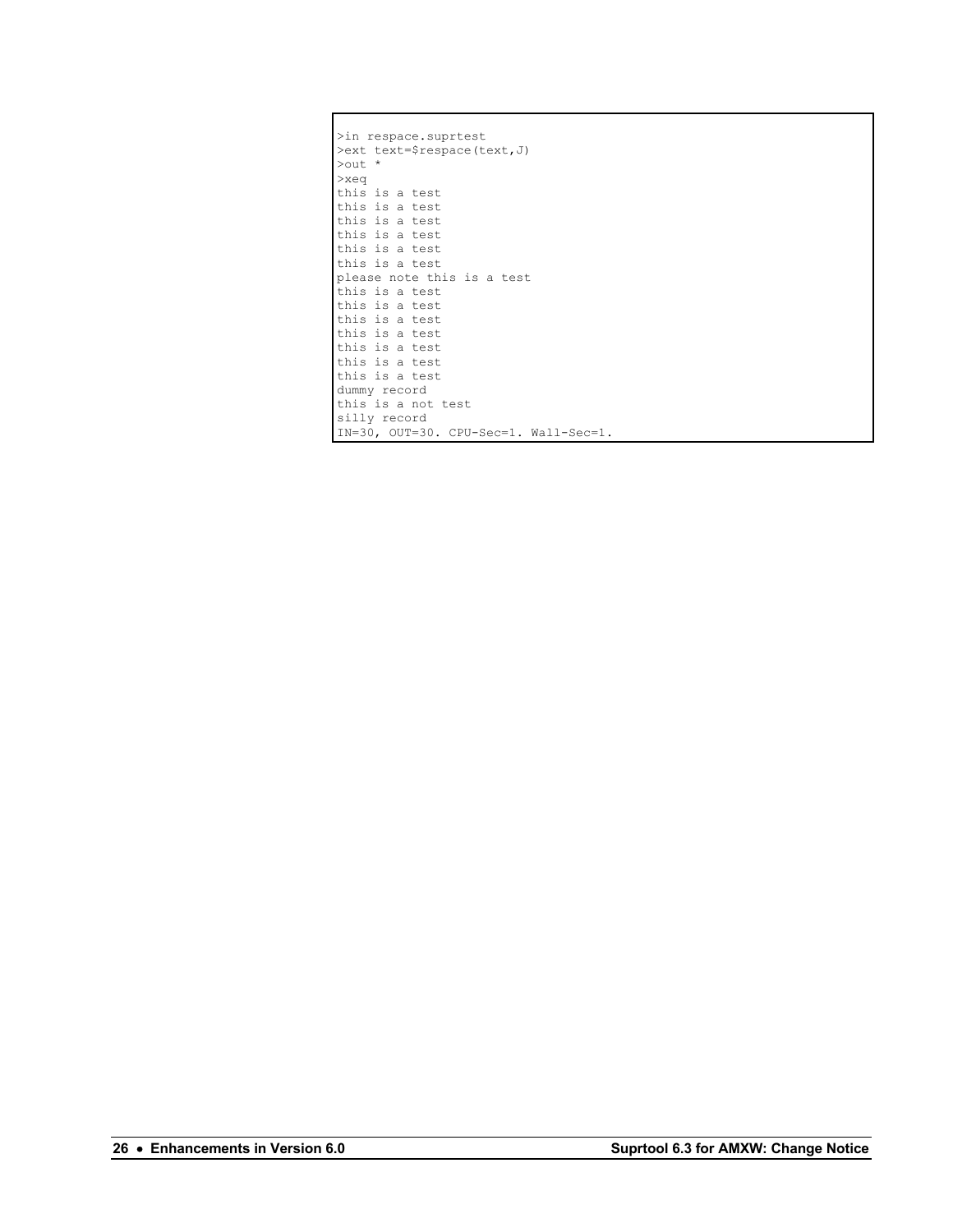```
>in respace.suprtest
>ext text=$respace(text,J)
>out *
>xeq
this is a test
this is a test
this is a test
this is a test
this is a test
this is a test
please note this is a test
this is a test
this is a test
this is a test
this is a test
this is a test
this is a test
this is a test
dummy record
this is a not test
silly record
IN=30, OUT=30. CPU-Sec=1. Wall-Sec=1.
```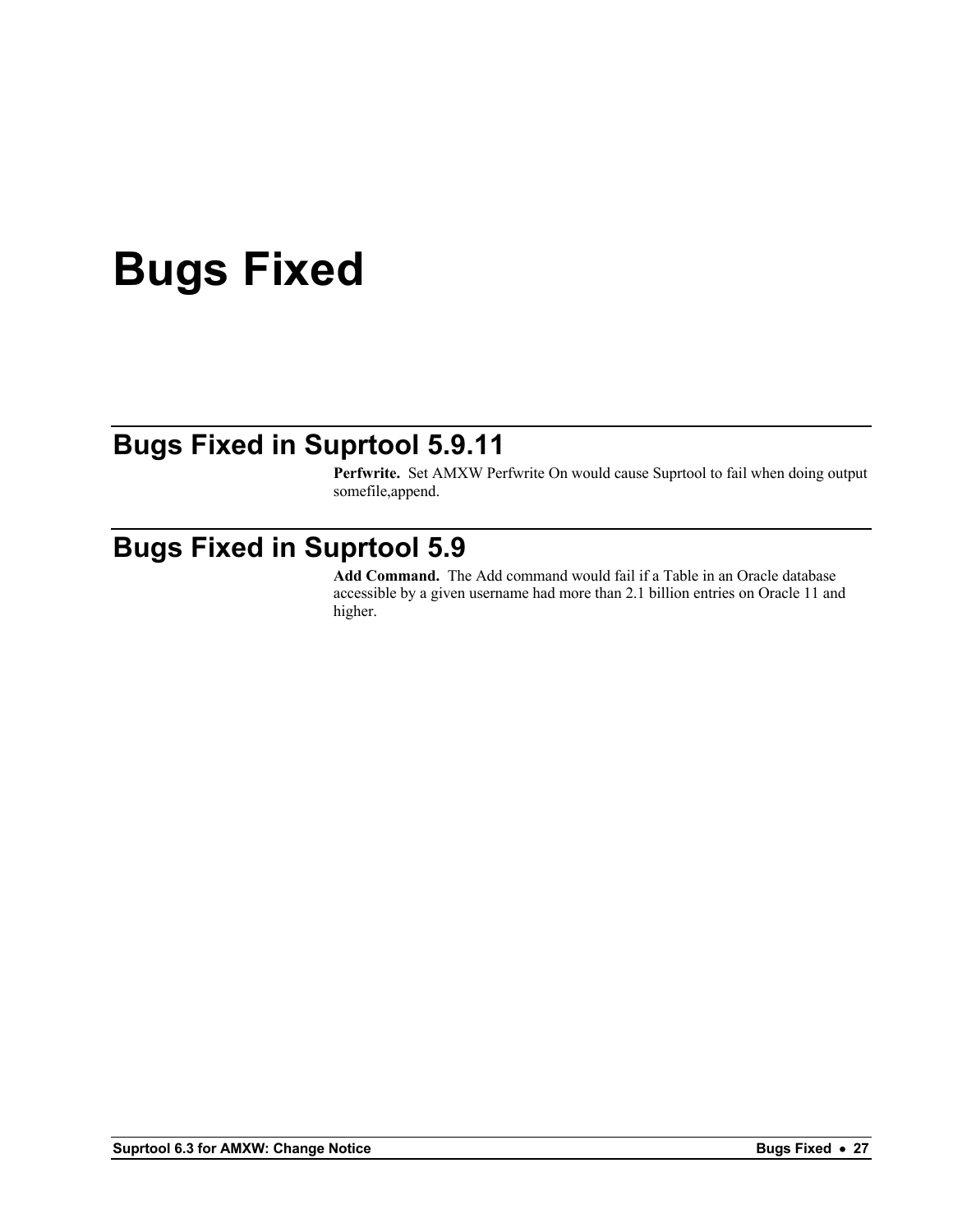# Bugs Fixed

## Bugs Fixed in Suprtool 5.9.11

**Perfwrite.** Set AMXW Perfwrite On would cause Suprtool to fail when doing output somefile,append.

## Bugs Fixed in Suprtool 5.9

**Add Command.** The Add command would fail if a Table in an Oracle database accessible by a given username had more than 2.1 billion entries on Oracle 11 and higher.